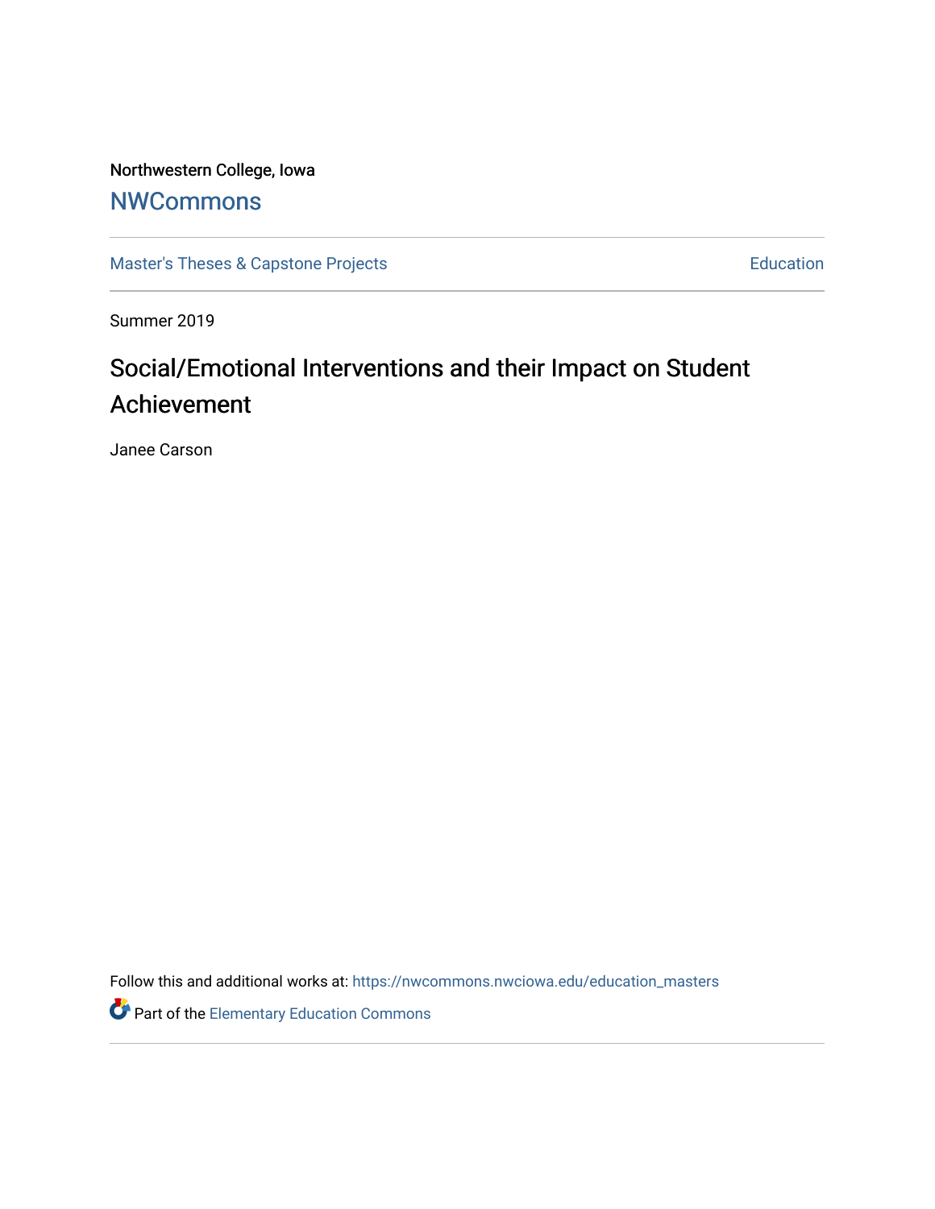Northwestern College, Iowa

# NWCommons

Master's Theses & Capstone Projects | Education

Summer 2019

## Social/Emotional Interventions and their Impact on Student Achievement

Janee Carson

Follow this and additional works at: https://nwcommons.nwciowa.edu/education_masters

Part of the Elementary Education Commons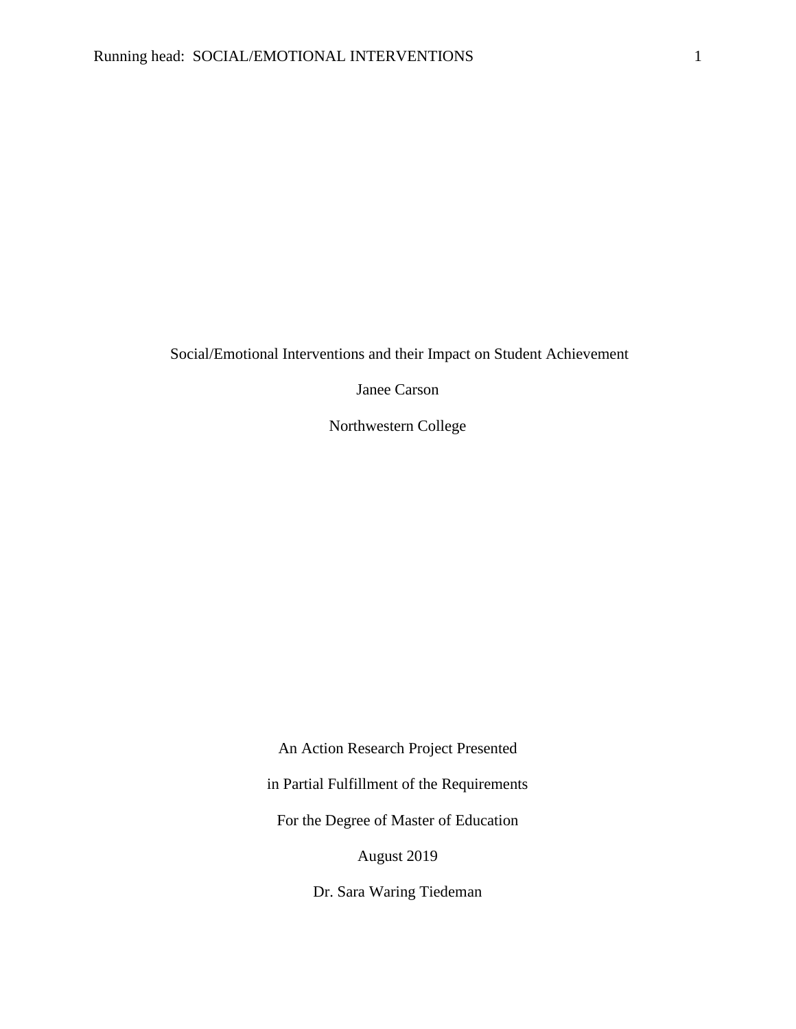Social/Emotional Interventions and their Impact on Student Achievement

Janee Carson

Northwestern College

An Action Research Project Presented

in Partial Fulfillment of the Requirements

For the Degree of Master of Education

August 2019

Dr. Sara Waring Tiedeman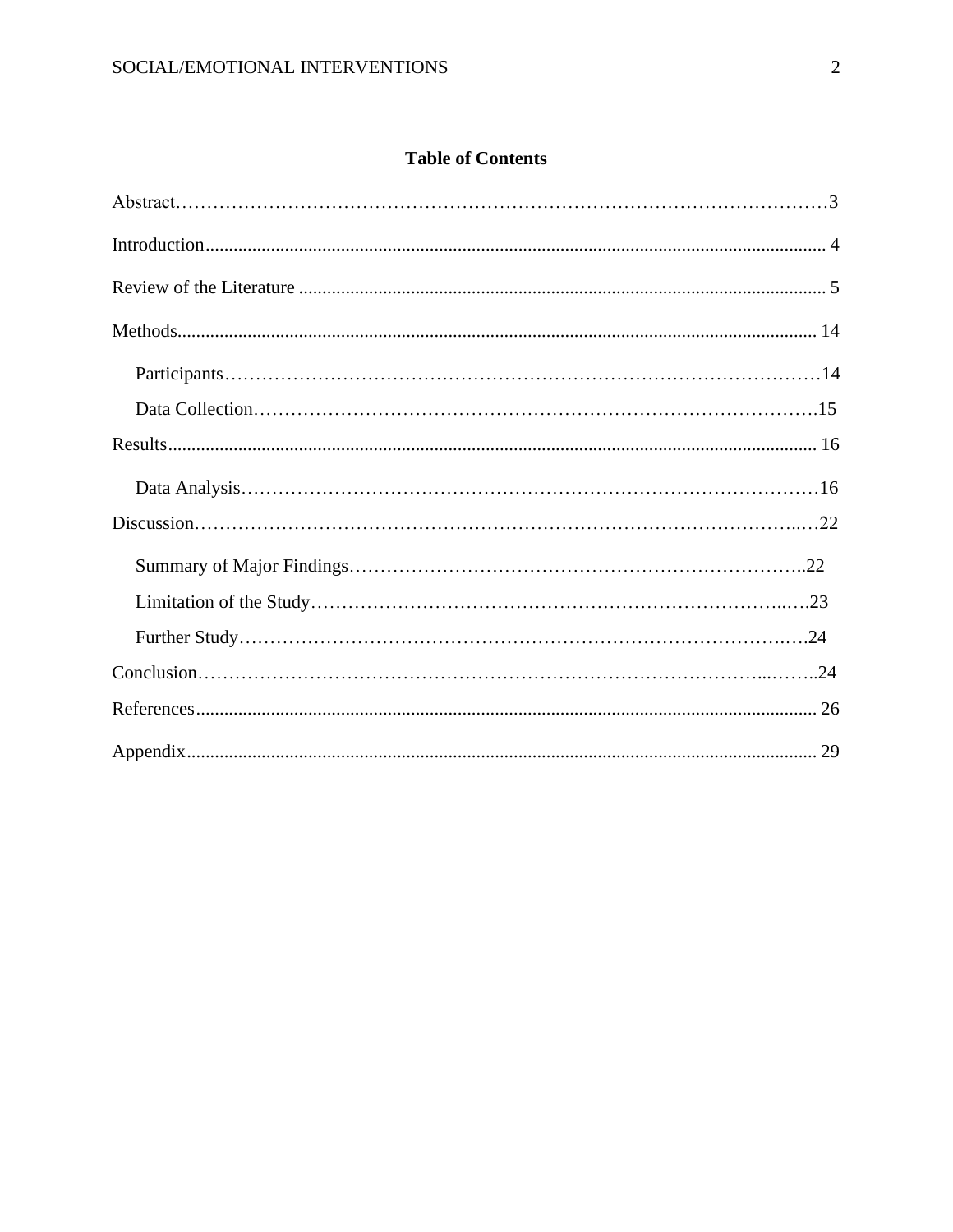# Table of Contents

Abstract……………………………………………………………………………………………3

Introduction............................................................................................................................. 4

Review of the Literature ........................................................................................................ 5

Methods.................................................................................................................................. 14

- Participants………………………………………………………………………………14
- Data Collection…………………………………………………………………………….15

Results.................................................................................................................................... 16

- Data Analysis……………………………………………………………………………16

Discussion……………………………………………………………………………………..…22

- Summary of Major Findings…………………………………………………………………..22
- Limitation of the Study……………………………………………………………………..….23
- Further Study…………………………………………………………………………….….24

Conclusion……………………………………………………………………………...……..24

References.............................................................................................................................. 26

Appendix................................................................................................................................ 29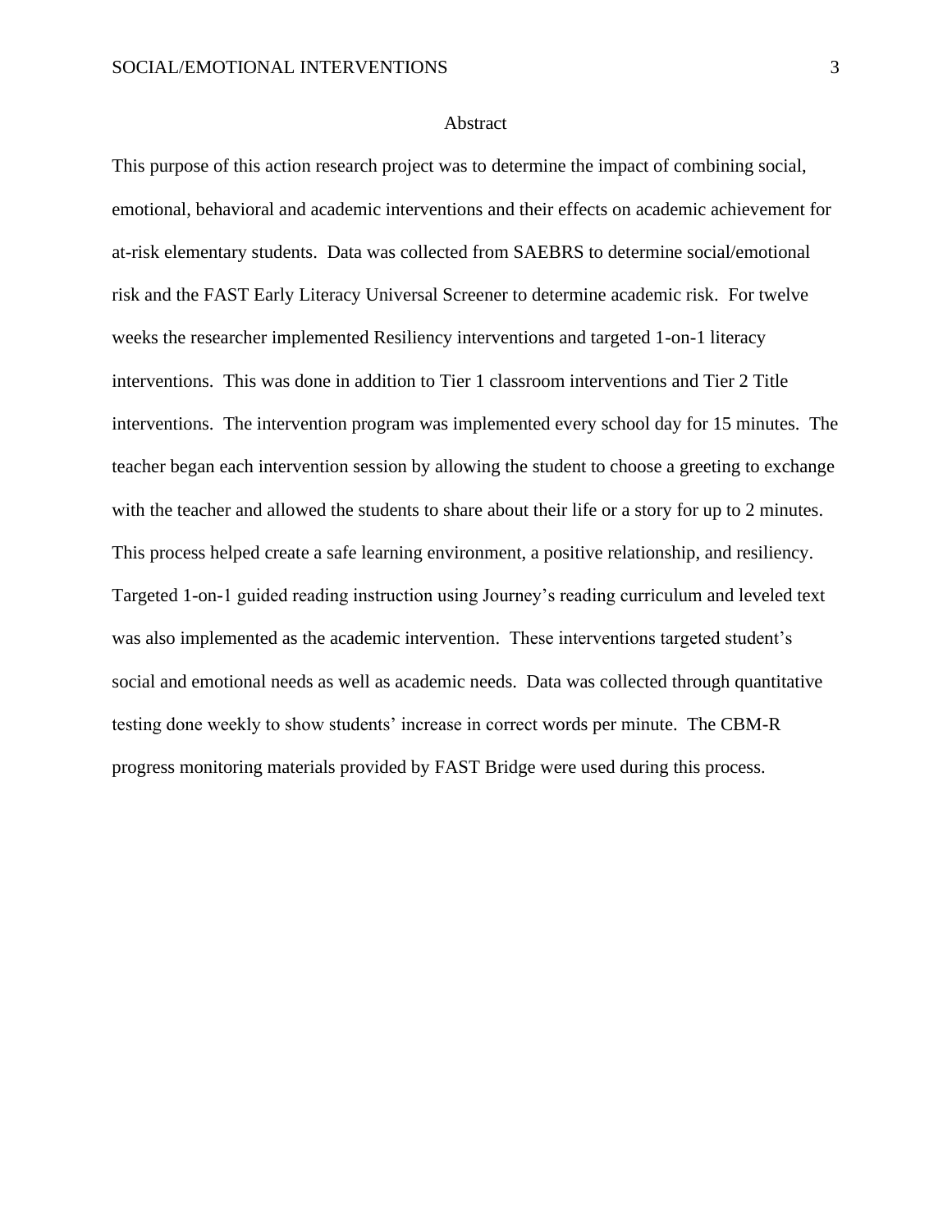# Abstract

This purpose of this action research project was to determine the impact of combining social, emotional, behavioral and academic interventions and their effects on academic achievement for at-risk elementary students. Data was collected from SAEBRS to determine social/emotional risk and the FAST Early Literacy Universal Screener to determine academic risk. For twelve weeks the researcher implemented Resiliency interventions and targeted 1-on-1 literacy interventions. This was done in addition to Tier 1 classroom interventions and Tier 2 Title interventions. The intervention program was implemented every school day for 15 minutes. The teacher began each intervention session by allowing the student to choose a greeting to exchange with the teacher and allowed the students to share about their life or a story for up to 2 minutes. This process helped create a safe learning environment, a positive relationship, and resiliency. Targeted 1-on-1 guided reading instruction using Journey's reading curriculum and leveled text was also implemented as the academic intervention. These interventions targeted student's social and emotional needs as well as academic needs. Data was collected through quantitative testing done weekly to show students' increase in correct words per minute. The CBM-R progress monitoring materials provided by FAST Bridge were used during this process.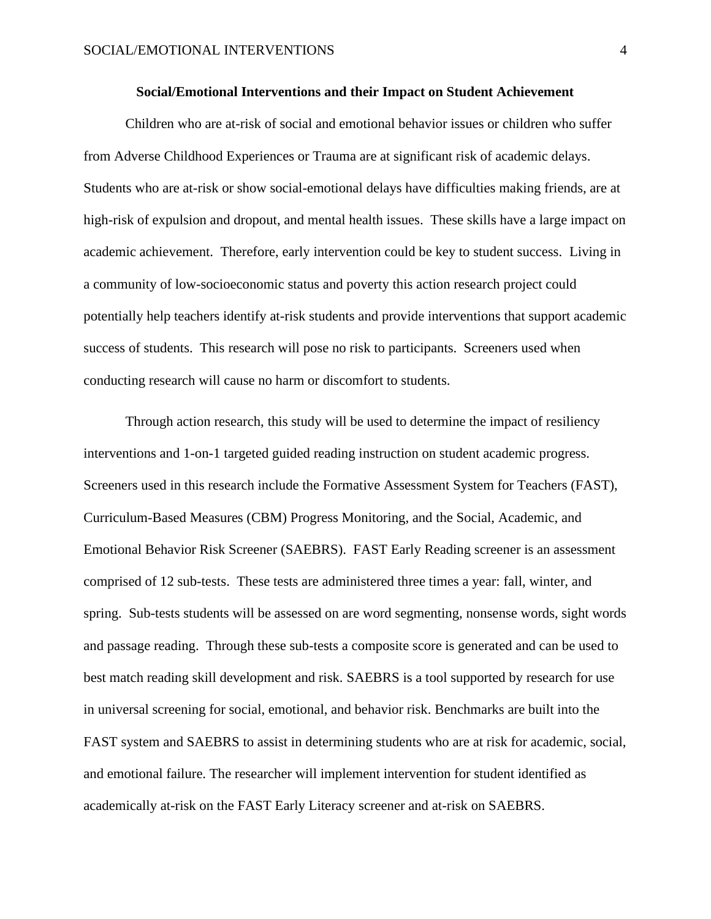**Social/Emotional Interventions and their Impact on Student Achievement**

Children who are at-risk of social and emotional behavior issues or children who suffer from Adverse Childhood Experiences or Trauma are at significant risk of academic delays. Students who are at-risk or show social-emotional delays have difficulties making friends, are at high-risk of expulsion and dropout, and mental health issues. These skills have a large impact on academic achievement. Therefore, early intervention could be key to student success. Living in a community of low-socioeconomic status and poverty this action research project could potentially help teachers identify at-risk students and provide interventions that support academic success of students. This research will pose no risk to participants. Screeners used when conducting research will cause no harm or discomfort to students.

Through action research, this study will be used to determine the impact of resiliency interventions and 1-on-1 targeted guided reading instruction on student academic progress. Screeners used in this research include the Formative Assessment System for Teachers (FAST), Curriculum-Based Measures (CBM) Progress Monitoring, and the Social, Academic, and Emotional Behavior Risk Screener (SAEBRS). FAST Early Reading screener is an assessment comprised of 12 sub-tests. These tests are administered three times a year: fall, winter, and spring. Sub-tests students will be assessed on are word segmenting, nonsense words, sight words and passage reading. Through these sub-tests a composite score is generated and can be used to best match reading skill development and risk. SAEBRS is a tool supported by research for use in universal screening for social, emotional, and behavior risk. Benchmarks are built into the FAST system and SAEBRS to assist in determining students who are at risk for academic, social, and emotional failure. The researcher will implement intervention for student identified as academically at-risk on the FAST Early Literacy screener and at-risk on SAEBRS.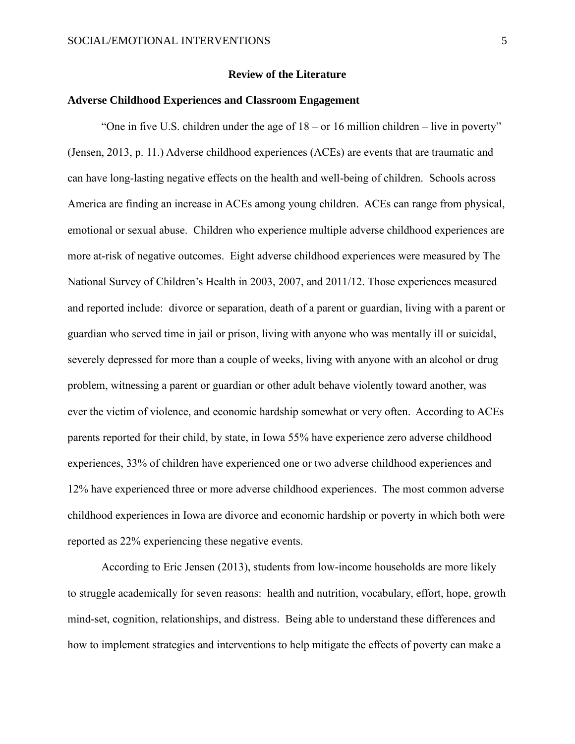## Review of the Literature

### Adverse Childhood Experiences and Classroom Engagement

"One in five U.S. children under the age of 18 – or 16 million children – live in poverty" (Jensen, 2013, p. 11.) Adverse childhood experiences (ACEs) are events that are traumatic and can have long-lasting negative effects on the health and well-being of children. Schools across America are finding an increase in ACEs among young children. ACEs can range from physical, emotional or sexual abuse. Children who experience multiple adverse childhood experiences are more at-risk of negative outcomes. Eight adverse childhood experiences were measured by The National Survey of Children's Health in 2003, 2007, and 2011/12. Those experiences measured and reported include: divorce or separation, death of a parent or guardian, living with a parent or guardian who served time in jail or prison, living with anyone who was mentally ill or suicidal, severely depressed for more than a couple of weeks, living with anyone with an alcohol or drug problem, witnessing a parent or guardian or other adult behave violently toward another, was ever the victim of violence, and economic hardship somewhat or very often. According to ACEs parents reported for their child, by state, in Iowa 55% have experience zero adverse childhood experiences, 33% of children have experienced one or two adverse childhood experiences and 12% have experienced three or more adverse childhood experiences. The most common adverse childhood experiences in Iowa are divorce and economic hardship or poverty in which both were reported as 22% experiencing these negative events.

According to Eric Jensen (2013), students from low-income households are more likely to struggle academically for seven reasons: health and nutrition, vocabulary, effort, hope, growth mind-set, cognition, relationships, and distress. Being able to understand these differences and how to implement strategies and interventions to help mitigate the effects of poverty can make a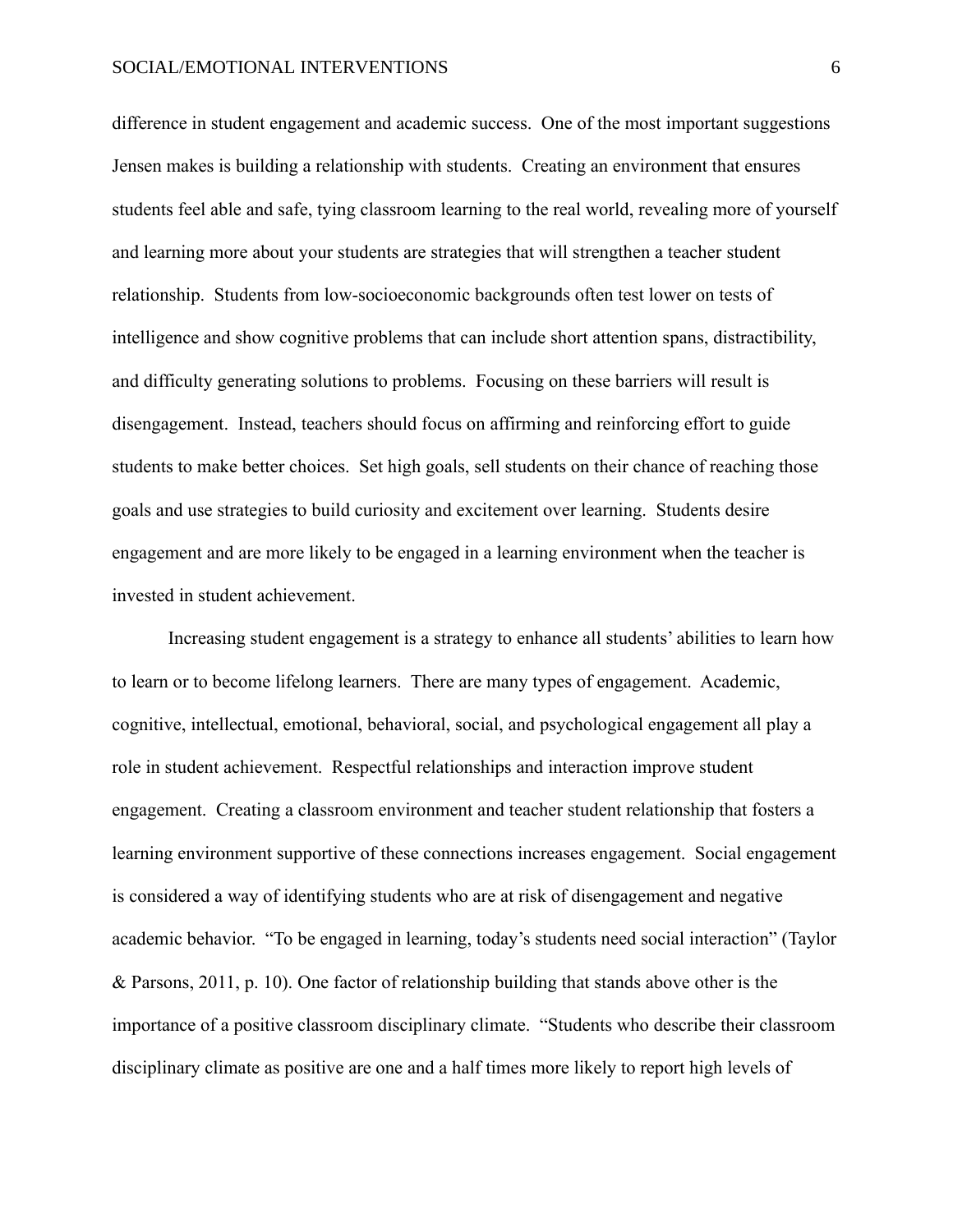difference in student engagement and academic success. One of the most important suggestions Jensen makes is building a relationship with students. Creating an environment that ensures students feel able and safe, tying classroom learning to the real world, revealing more of yourself and learning more about your students are strategies that will strengthen a teacher student relationship. Students from low-socioeconomic backgrounds often test lower on tests of intelligence and show cognitive problems that can include short attention spans, distractibility, and difficulty generating solutions to problems. Focusing on these barriers will result is disengagement. Instead, teachers should focus on affirming and reinforcing effort to guide students to make better choices. Set high goals, sell students on their chance of reaching those goals and use strategies to build curiosity and excitement over learning. Students desire engagement and are more likely to be engaged in a learning environment when the teacher is invested in student achievement.

Increasing student engagement is a strategy to enhance all students' abilities to learn how to learn or to become lifelong learners. There are many types of engagement. Academic, cognitive, intellectual, emotional, behavioral, social, and psychological engagement all play a role in student achievement. Respectful relationships and interaction improve student engagement. Creating a classroom environment and teacher student relationship that fosters a learning environment supportive of these connections increases engagement. Social engagement is considered a way of identifying students who are at risk of disengagement and negative academic behavior. "To be engaged in learning, today's students need social interaction" (Taylor & Parsons, 2011, p. 10). One factor of relationship building that stands above other is the importance of a positive classroom disciplinary climate. "Students who describe their classroom disciplinary climate as positive are one and a half times more likely to report high levels of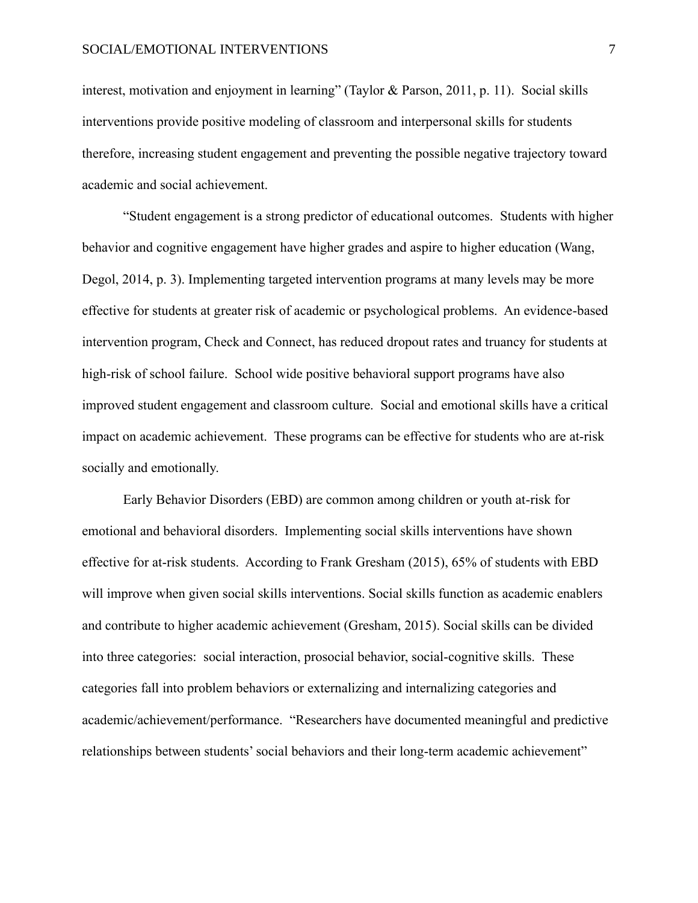interest, motivation and enjoyment in learning" (Taylor & Parson, 2011, p. 11). Social skills interventions provide positive modeling of classroom and interpersonal skills for students therefore, increasing student engagement and preventing the possible negative trajectory toward academic and social achievement.

"Student engagement is a strong predictor of educational outcomes. Students with higher behavior and cognitive engagement have higher grades and aspire to higher education (Wang, Degol, 2014, p. 3). Implementing targeted intervention programs at many levels may be more effective for students at greater risk of academic or psychological problems. An evidence-based intervention program, Check and Connect, has reduced dropout rates and truancy for students at high-risk of school failure. School wide positive behavioral support programs have also improved student engagement and classroom culture. Social and emotional skills have a critical impact on academic achievement. These programs can be effective for students who are at-risk socially and emotionally.

Early Behavior Disorders (EBD) are common among children or youth at-risk for emotional and behavioral disorders. Implementing social skills interventions have shown effective for at-risk students. According to Frank Gresham (2015), 65% of students with EBD will improve when given social skills interventions. Social skills function as academic enablers and contribute to higher academic achievement (Gresham, 2015). Social skills can be divided into three categories: social interaction, prosocial behavior, social-cognitive skills. These categories fall into problem behaviors or externalizing and internalizing categories and academic/achievement/performance. "Researchers have documented meaningful and predictive relationships between students' social behaviors and their long-term academic achievement"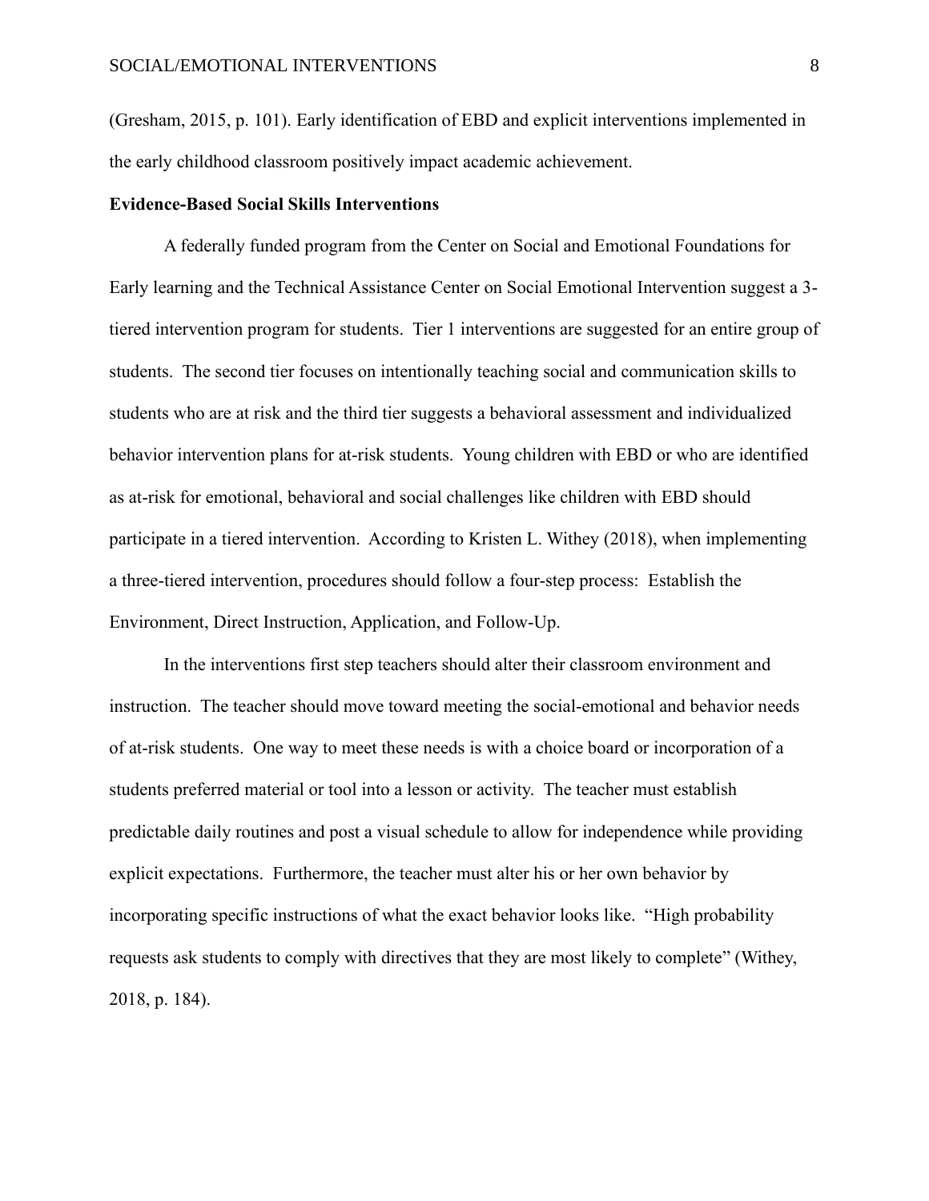(Gresham, 2015, p. 101). Early identification of EBD and explicit interventions implemented in the early childhood classroom positively impact academic achievement.

**Evidence-Based Social Skills Interventions**

A federally funded program from the Center on Social and Emotional Foundations for Early learning and the Technical Assistance Center on Social Emotional Intervention suggest a 3-tiered intervention program for students. Tier 1 interventions are suggested for an entire group of students. The second tier focuses on intentionally teaching social and communication skills to students who are at risk and the third tier suggests a behavioral assessment and individualized behavior intervention plans for at-risk students. Young children with EBD or who are identified as at-risk for emotional, behavioral and social challenges like children with EBD should participate in a tiered intervention. According to Kristen L. Withey (2018), when implementing a three-tiered intervention, procedures should follow a four-step process: Establish the Environment, Direct Instruction, Application, and Follow-Up.

In the interventions first step teachers should alter their classroom environment and instruction. The teacher should move toward meeting the social-emotional and behavior needs of at-risk students. One way to meet these needs is with a choice board or incorporation of a students preferred material or tool into a lesson or activity. The teacher must establish predictable daily routines and post a visual schedule to allow for independence while providing explicit expectations. Furthermore, the teacher must alter his or her own behavior by incorporating specific instructions of what the exact behavior looks like. "High probability requests ask students to comply with directives that they are most likely to complete" (Withey, 2018, p. 184).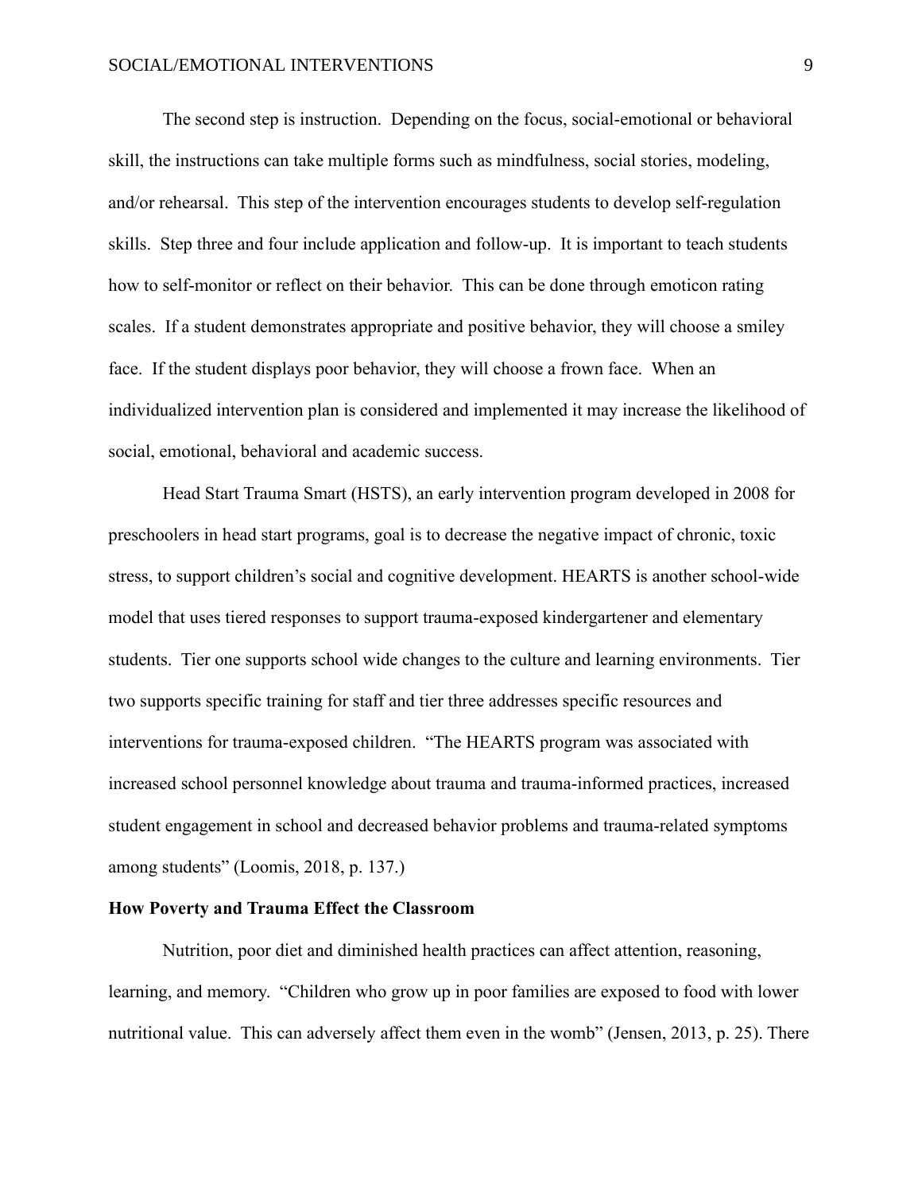The second step is instruction. Depending on the focus, social-emotional or behavioral skill, the instructions can take multiple forms such as mindfulness, social stories, modeling, and/or rehearsal. This step of the intervention encourages students to develop self-regulation skills. Step three and four include application and follow-up. It is important to teach students how to self-monitor or reflect on their behavior. This can be done through emoticon rating scales. If a student demonstrates appropriate and positive behavior, they will choose a smiley face. If the student displays poor behavior, they will choose a frown face. When an individualized intervention plan is considered and implemented it may increase the likelihood of social, emotional, behavioral and academic success.

Head Start Trauma Smart (HSTS), an early intervention program developed in 2008 for preschoolers in head start programs, goal is to decrease the negative impact of chronic, toxic stress, to support children's social and cognitive development. HEARTS is another school-wide model that uses tiered responses to support trauma-exposed kindergartener and elementary students. Tier one supports school wide changes to the culture and learning environments. Tier two supports specific training for staff and tier three addresses specific resources and interventions for trauma-exposed children. "The HEARTS program was associated with increased school personnel knowledge about trauma and trauma-informed practices, increased student engagement in school and decreased behavior problems and trauma-related symptoms among students" (Loomis, 2018, p. 137.)

**How Poverty and Trauma Effect the Classroom**

Nutrition, poor diet and diminished health practices can affect attention, reasoning, learning, and memory. "Children who grow up in poor families are exposed to food with lower nutritional value. This can adversely affect them even in the womb" (Jensen, 2013, p. 25). There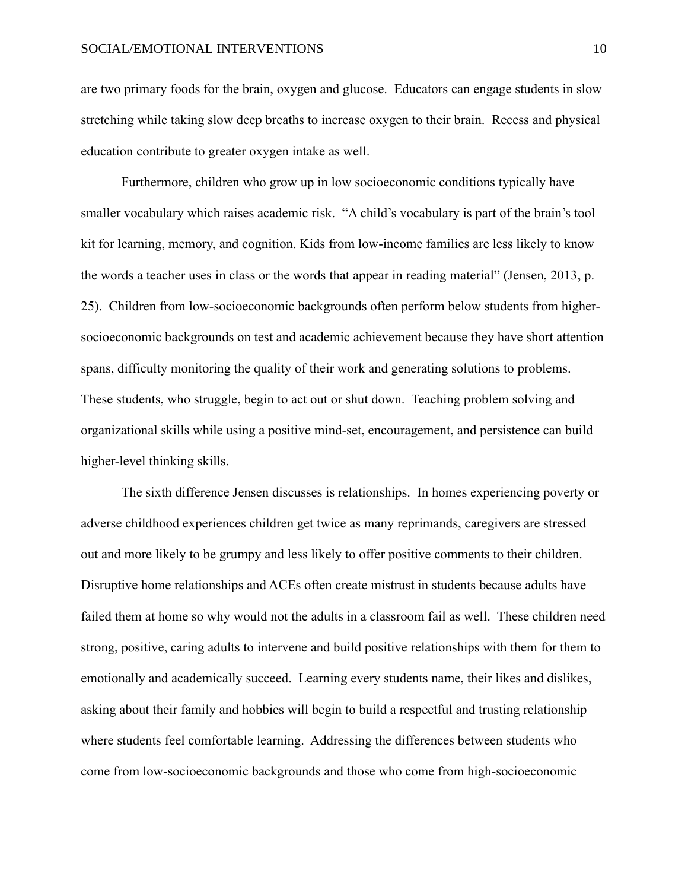are two primary foods for the brain, oxygen and glucose. Educators can engage students in slow stretching while taking slow deep breaths to increase oxygen to their brain. Recess and physical education contribute to greater oxygen intake as well.

Furthermore, children who grow up in low socioeconomic conditions typically have smaller vocabulary which raises academic risk. "A child's vocabulary is part of the brain's tool kit for learning, memory, and cognition. Kids from low-income families are less likely to know the words a teacher uses in class or the words that appear in reading material" (Jensen, 2013, p. 25). Children from low-socioeconomic backgrounds often perform below students from higher-socioeconomic backgrounds on test and academic achievement because they have short attention spans, difficulty monitoring the quality of their work and generating solutions to problems. These students, who struggle, begin to act out or shut down. Teaching problem solving and organizational skills while using a positive mind-set, encouragement, and persistence can build higher-level thinking skills.

The sixth difference Jensen discusses is relationships. In homes experiencing poverty or adverse childhood experiences children get twice as many reprimands, caregivers are stressed out and more likely to be grumpy and less likely to offer positive comments to their children. Disruptive home relationships and ACEs often create mistrust in students because adults have failed them at home so why would not the adults in a classroom fail as well. These children need strong, positive, caring adults to intervene and build positive relationships with them for them to emotionally and academically succeed. Learning every students name, their likes and dislikes, asking about their family and hobbies will begin to build a respectful and trusting relationship where students feel comfortable learning. Addressing the differences between students who come from low-socioeconomic backgrounds and those who come from high-socioeconomic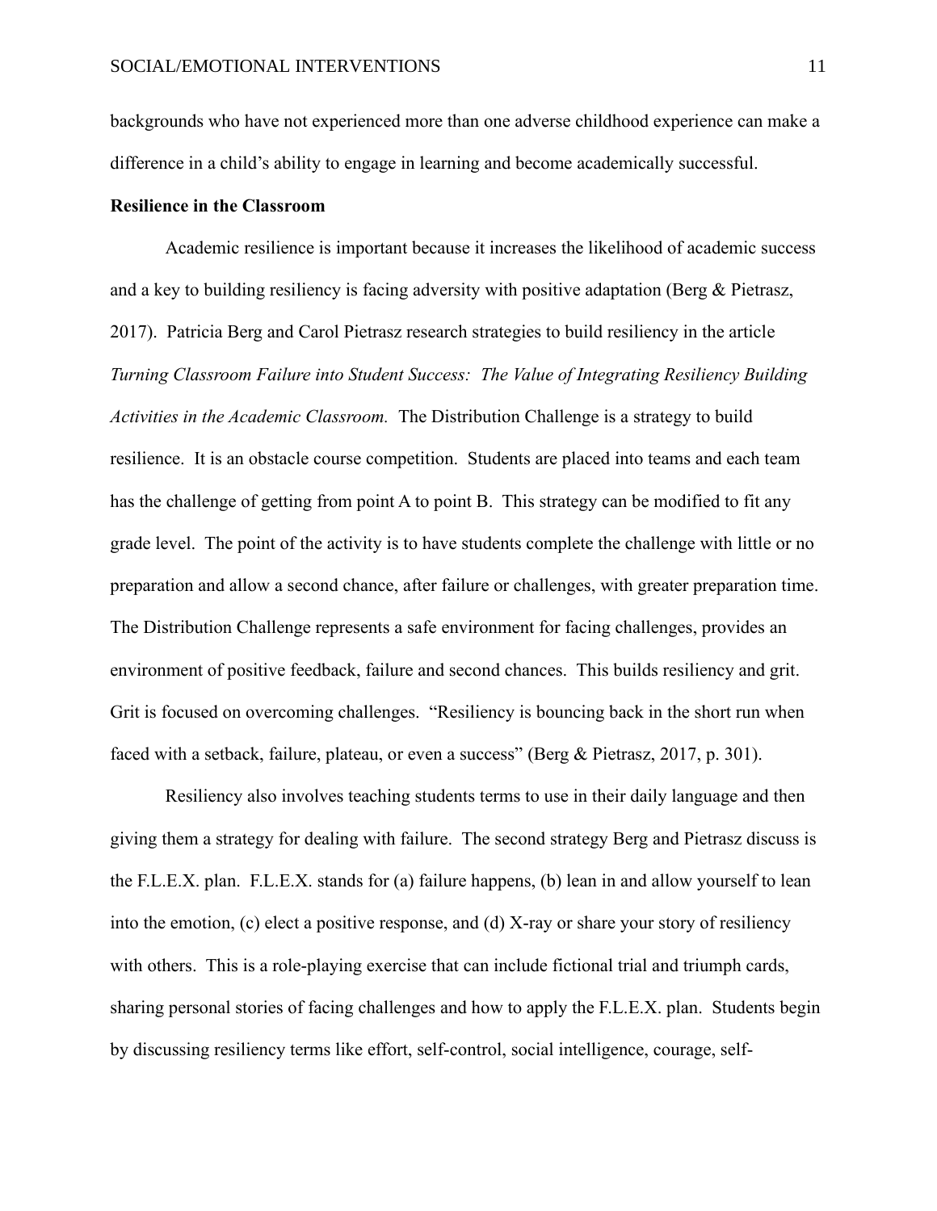backgrounds who have not experienced more than one adverse childhood experience can make a difference in a child's ability to engage in learning and become academically successful.

**Resilience in the Classroom**

Academic resilience is important because it increases the likelihood of academic success and a key to building resiliency is facing adversity with positive adaptation (Berg & Pietrasz, 2017). Patricia Berg and Carol Pietrasz research strategies to build resiliency in the article *Turning Classroom Failure into Student Success: The Value of Integrating Resiliency Building Activities in the Academic Classroom.* The Distribution Challenge is a strategy to build resilience. It is an obstacle course competition. Students are placed into teams and each team has the challenge of getting from point A to point B. This strategy can be modified to fit any grade level. The point of the activity is to have students complete the challenge with little or no preparation and allow a second chance, after failure or challenges, with greater preparation time. The Distribution Challenge represents a safe environment for facing challenges, provides an environment of positive feedback, failure and second chances. This builds resiliency and grit. Grit is focused on overcoming challenges. "Resiliency is bouncing back in the short run when faced with a setback, failure, plateau, or even a success" (Berg & Pietrasz, 2017, p. 301).

Resiliency also involves teaching students terms to use in their daily language and then giving them a strategy for dealing with failure. The second strategy Berg and Pietrasz discuss is the F.L.E.X. plan. F.L.E.X. stands for (a) failure happens, (b) lean in and allow yourself to lean into the emotion, (c) elect a positive response, and (d) X-ray or share your story of resiliency with others. This is a role-playing exercise that can include fictional trial and triumph cards, sharing personal stories of facing challenges and how to apply the F.L.E.X. plan. Students begin by discussing resiliency terms like effort, self-control, social intelligence, courage, self-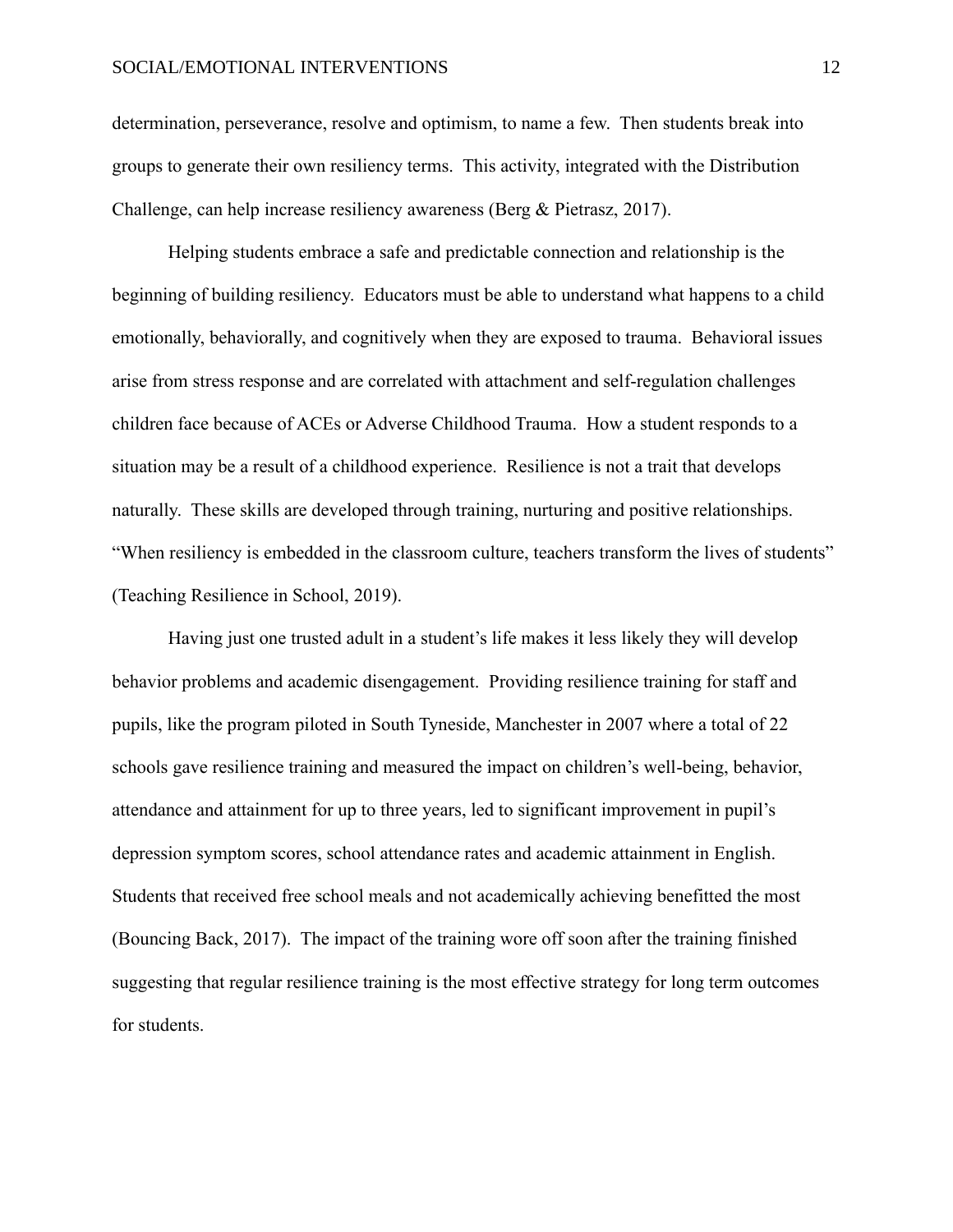determination, perseverance, resolve and optimism, to name a few. Then students break into groups to generate their own resiliency terms. This activity, integrated with the Distribution Challenge, can help increase resiliency awareness (Berg & Pietrasz, 2017).

Helping students embrace a safe and predictable connection and relationship is the beginning of building resiliency. Educators must be able to understand what happens to a child emotionally, behaviorally, and cognitively when they are exposed to trauma. Behavioral issues arise from stress response and are correlated with attachment and self-regulation challenges children face because of ACEs or Adverse Childhood Trauma. How a student responds to a situation may be a result of a childhood experience. Resilience is not a trait that develops naturally. These skills are developed through training, nurturing and positive relationships. "When resiliency is embedded in the classroom culture, teachers transform the lives of students" (Teaching Resilience in School, 2019).

Having just one trusted adult in a student's life makes it less likely they will develop behavior problems and academic disengagement. Providing resilience training for staff and pupils, like the program piloted in South Tyneside, Manchester in 2007 where a total of 22 schools gave resilience training and measured the impact on children's well-being, behavior, attendance and attainment for up to three years, led to significant improvement in pupil's depression symptom scores, school attendance rates and academic attainment in English. Students that received free school meals and not academically achieving benefitted the most (Bouncing Back, 2017). The impact of the training wore off soon after the training finished suggesting that regular resilience training is the most effective strategy for long term outcomes for students.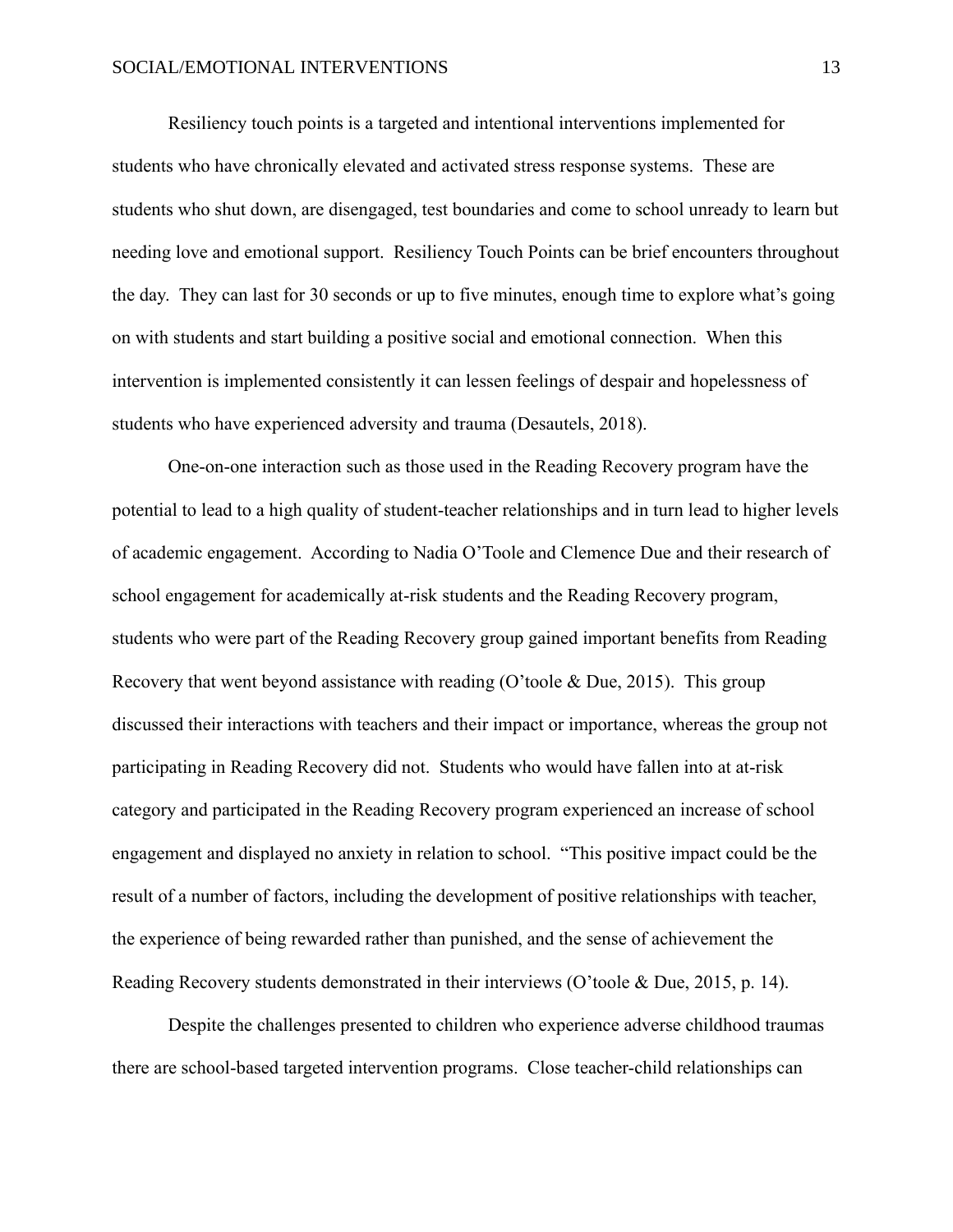Resiliency touch points is a targeted and intentional interventions implemented for students who have chronically elevated and activated stress response systems. These are students who shut down, are disengaged, test boundaries and come to school unready to learn but needing love and emotional support. Resiliency Touch Points can be brief encounters throughout the day. They can last for 30 seconds or up to five minutes, enough time to explore what's going on with students and start building a positive social and emotional connection. When this intervention is implemented consistently it can lessen feelings of despair and hopelessness of students who have experienced adversity and trauma (Desautels, 2018).

One-on-one interaction such as those used in the Reading Recovery program have the potential to lead to a high quality of student-teacher relationships and in turn lead to higher levels of academic engagement. According to Nadia O'Toole and Clemence Due and their research of school engagement for academically at-risk students and the Reading Recovery program, students who were part of the Reading Recovery group gained important benefits from Reading Recovery that went beyond assistance with reading (O'toole & Due, 2015). This group discussed their interactions with teachers and their impact or importance, whereas the group not participating in Reading Recovery did not. Students who would have fallen into at at-risk category and participated in the Reading Recovery program experienced an increase of school engagement and displayed no anxiety in relation to school. "This positive impact could be the result of a number of factors, including the development of positive relationships with teacher, the experience of being rewarded rather than punished, and the sense of achievement the Reading Recovery students demonstrated in their interviews (O'toole & Due, 2015, p. 14).

Despite the challenges presented to children who experience adverse childhood traumas there are school-based targeted intervention programs. Close teacher-child relationships can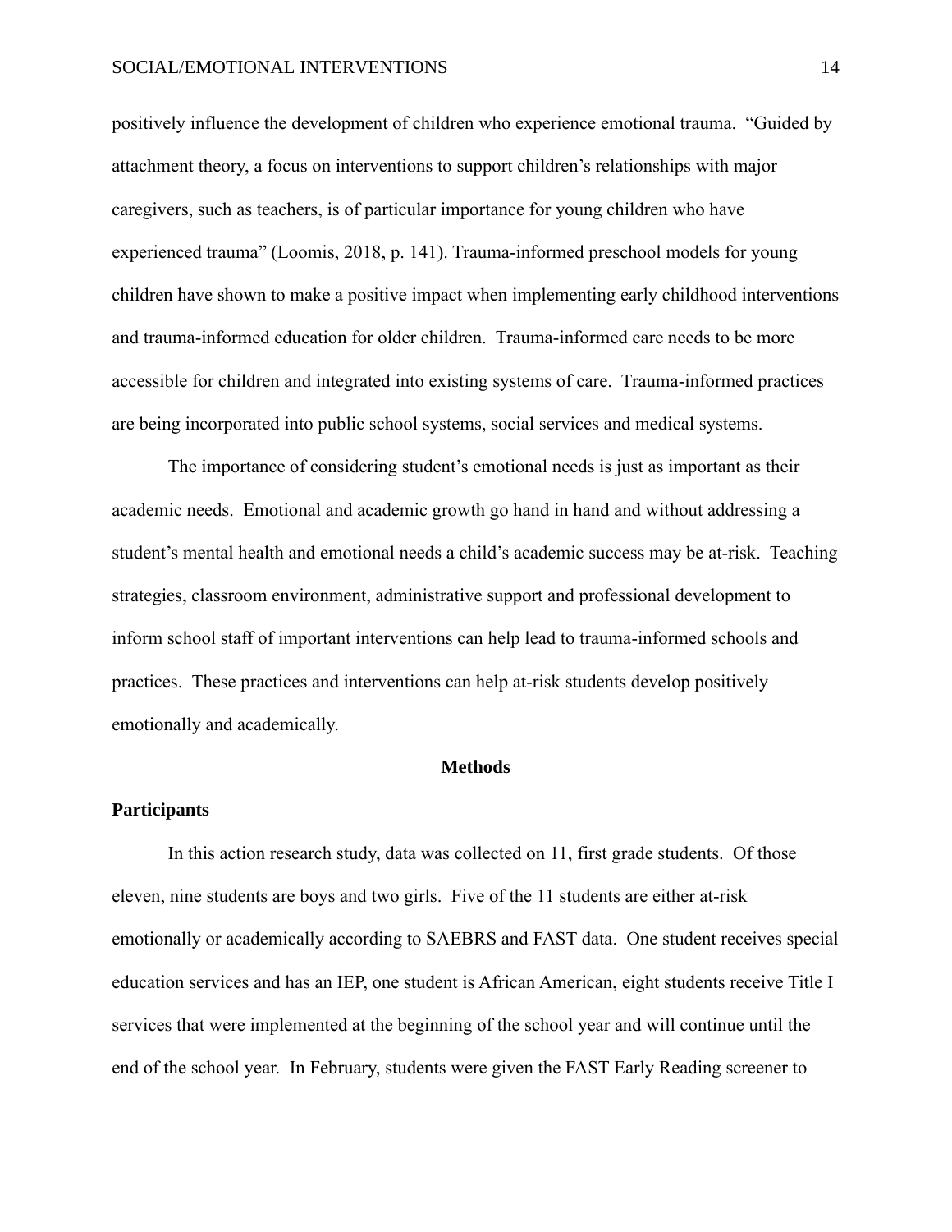positively influence the development of children who experience emotional trauma. "Guided by attachment theory, a focus on interventions to support children's relationships with major caregivers, such as teachers, is of particular importance for young children who have experienced trauma" (Loomis, 2018, p. 141). Trauma-informed preschool models for young children have shown to make a positive impact when implementing early childhood interventions and trauma-informed education for older children. Trauma-informed care needs to be more accessible for children and integrated into existing systems of care. Trauma-informed practices are being incorporated into public school systems, social services and medical systems.

The importance of considering student's emotional needs is just as important as their academic needs. Emotional and academic growth go hand in hand and without addressing a student's mental health and emotional needs a child's academic success may be at-risk. Teaching strategies, classroom environment, administrative support and professional development to inform school staff of important interventions can help lead to trauma-informed schools and practices. These practices and interventions can help at-risk students develop positively emotionally and academically.

## Methods

### Participants

In this action research study, data was collected on 11, first grade students. Of those eleven, nine students are boys and two girls. Five of the 11 students are either at-risk emotionally or academically according to SAEBRS and FAST data. One student receives special education services and has an IEP, one student is African American, eight students receive Title I services that were implemented at the beginning of the school year and will continue until the end of the school year. In February, students were given the FAST Early Reading screener to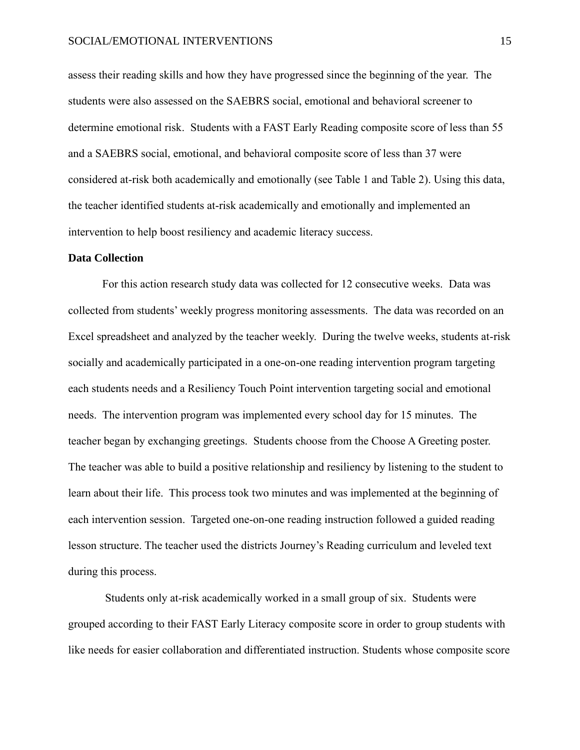assess their reading skills and how they have progressed since the beginning of the year. The students were also assessed on the SAEBRS social, emotional and behavioral screener to determine emotional risk. Students with a FAST Early Reading composite score of less than 55 and a SAEBRS social, emotional, and behavioral composite score of less than 37 were considered at-risk both academically and emotionally (see Table 1 and Table 2). Using this data, the teacher identified students at-risk academically and emotionally and implemented an intervention to help boost resiliency and academic literacy success.

**Data Collection**

For this action research study data was collected for 12 consecutive weeks. Data was collected from students' weekly progress monitoring assessments. The data was recorded on an Excel spreadsheet and analyzed by the teacher weekly. During the twelve weeks, students at-risk socially and academically participated in a one-on-one reading intervention program targeting each students needs and a Resiliency Touch Point intervention targeting social and emotional needs. The intervention program was implemented every school day for 15 minutes. The teacher began by exchanging greetings. Students choose from the Choose A Greeting poster. The teacher was able to build a positive relationship and resiliency by listening to the student to learn about their life. This process took two minutes and was implemented at the beginning of each intervention session. Targeted one-on-one reading instruction followed a guided reading lesson structure. The teacher used the districts Journey's Reading curriculum and leveled text during this process.

Students only at-risk academically worked in a small group of six. Students were grouped according to their FAST Early Literacy composite score in order to group students with like needs for easier collaboration and differentiated instruction. Students whose composite score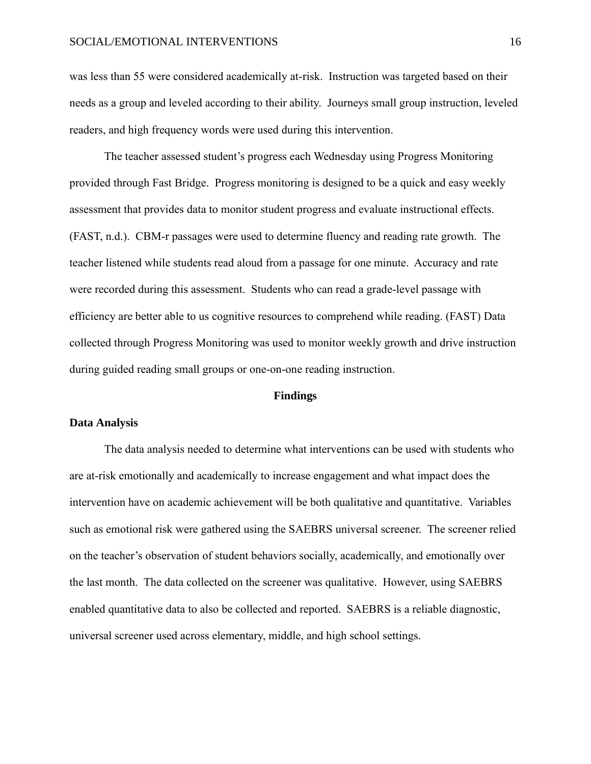was less than 55 were considered academically at-risk. Instruction was targeted based on their needs as a group and leveled according to their ability. Journeys small group instruction, leveled readers, and high frequency words were used during this intervention.

The teacher assessed student's progress each Wednesday using Progress Monitoring provided through Fast Bridge. Progress monitoring is designed to be a quick and easy weekly assessment that provides data to monitor student progress and evaluate instructional effects. (FAST, n.d.). CBM-r passages were used to determine fluency and reading rate growth. The teacher listened while students read aloud from a passage for one minute. Accuracy and rate were recorded during this assessment. Students who can read a grade-level passage with efficiency are better able to us cognitive resources to comprehend while reading. (FAST) Data collected through Progress Monitoring was used to monitor weekly growth and drive instruction during guided reading small groups or one-on-one reading instruction.

## Findings

### Data Analysis

The data analysis needed to determine what interventions can be used with students who are at-risk emotionally and academically to increase engagement and what impact does the intervention have on academic achievement will be both qualitative and quantitative. Variables such as emotional risk were gathered using the SAEBRS universal screener. The screener relied on the teacher's observation of student behaviors socially, academically, and emotionally over the last month. The data collected on the screener was qualitative. However, using SAEBRS enabled quantitative data to also be collected and reported. SAEBRS is a reliable diagnostic, universal screener used across elementary, middle, and high school settings.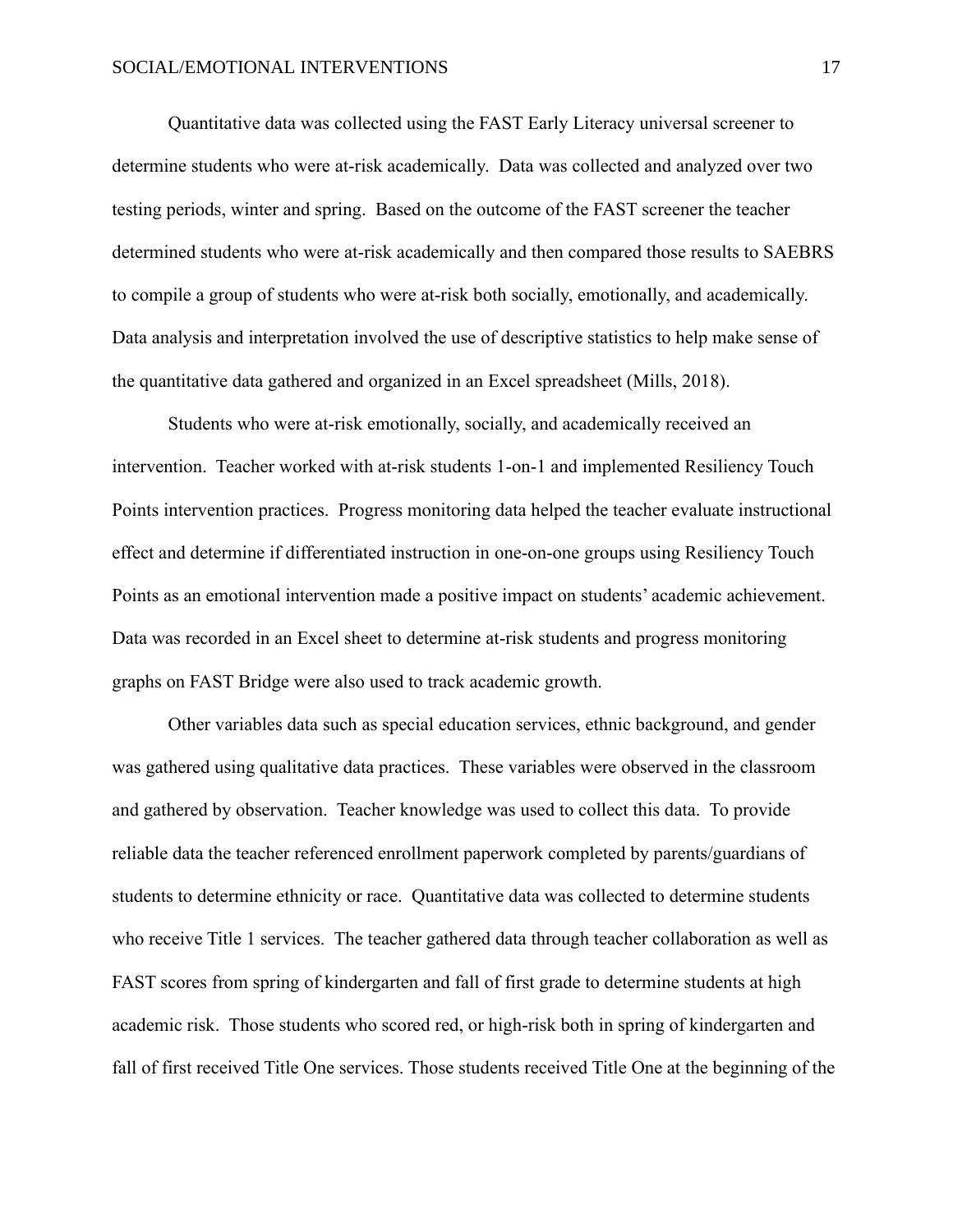Quantitative data was collected using the FAST Early Literacy universal screener to determine students who were at-risk academically. Data was collected and analyzed over two testing periods, winter and spring. Based on the outcome of the FAST screener the teacher determined students who were at-risk academically and then compared those results to SAEBRS to compile a group of students who were at-risk both socially, emotionally, and academically. Data analysis and interpretation involved the use of descriptive statistics to help make sense of the quantitative data gathered and organized in an Excel spreadsheet (Mills, 2018).

Students who were at-risk emotionally, socially, and academically received an intervention. Teacher worked with at-risk students 1-on-1 and implemented Resiliency Touch Points intervention practices. Progress monitoring data helped the teacher evaluate instructional effect and determine if differentiated instruction in one-on-one groups using Resiliency Touch Points as an emotional intervention made a positive impact on students' academic achievement. Data was recorded in an Excel sheet to determine at-risk students and progress monitoring graphs on FAST Bridge were also used to track academic growth.

Other variables data such as special education services, ethnic background, and gender was gathered using qualitative data practices. These variables were observed in the classroom and gathered by observation. Teacher knowledge was used to collect this data. To provide reliable data the teacher referenced enrollment paperwork completed by parents/guardians of students to determine ethnicity or race. Quantitative data was collected to determine students who receive Title 1 services. The teacher gathered data through teacher collaboration as well as FAST scores from spring of kindergarten and fall of first grade to determine students at high academic risk. Those students who scored red, or high-risk both in spring of kindergarten and fall of first received Title One services. Those students received Title One at the beginning of the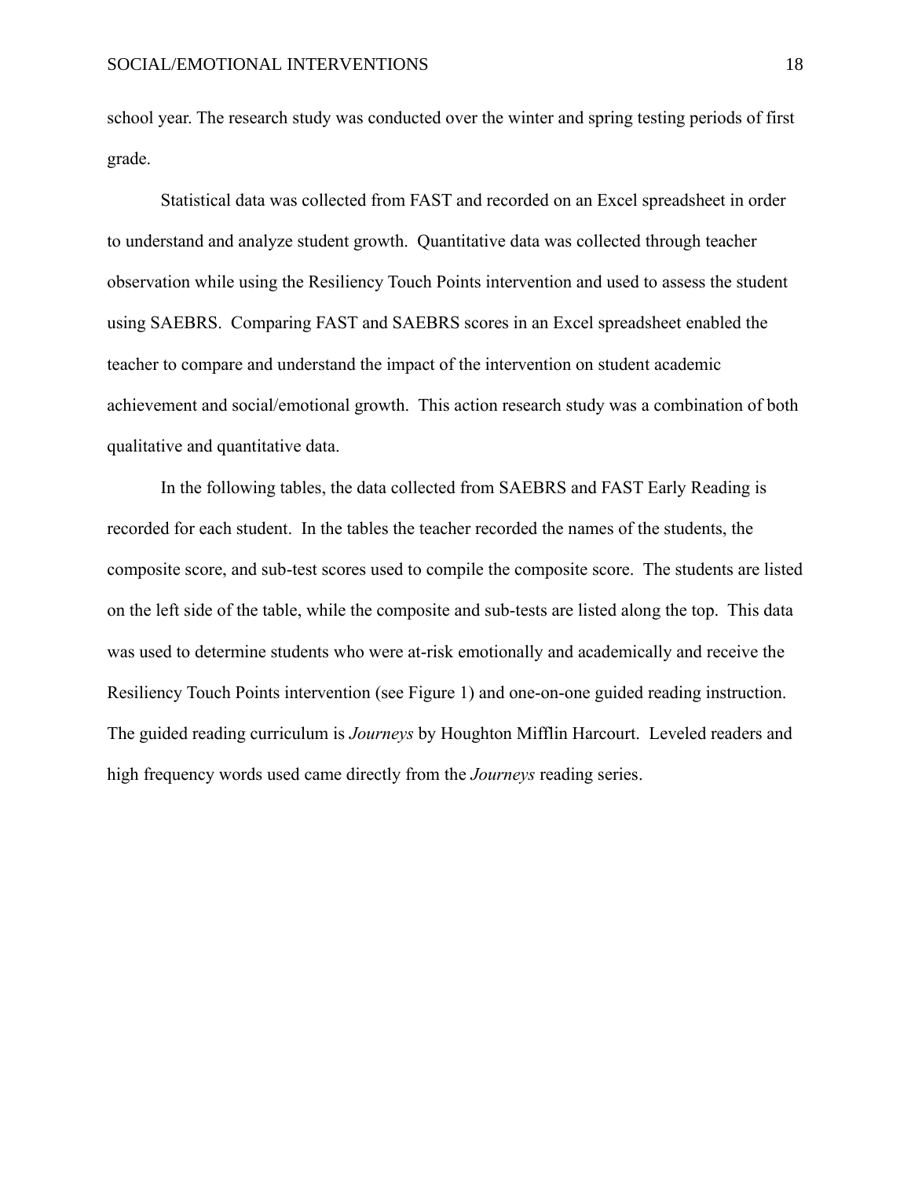school year. The research study was conducted over the winter and spring testing periods of first grade.

Statistical data was collected from FAST and recorded on an Excel spreadsheet in order to understand and analyze student growth. Quantitative data was collected through teacher observation while using the Resiliency Touch Points intervention and used to assess the student using SAEBRS. Comparing FAST and SAEBRS scores in an Excel spreadsheet enabled the teacher to compare and understand the impact of the intervention on student academic achievement and social/emotional growth. This action research study was a combination of both qualitative and quantitative data.

In the following tables, the data collected from SAEBRS and FAST Early Reading is recorded for each student. In the tables the teacher recorded the names of the students, the composite score, and sub-test scores used to compile the composite score. The students are listed on the left side of the table, while the composite and sub-tests are listed along the top. This data was used to determine students who were at-risk emotionally and academically and receive the Resiliency Touch Points intervention (see Figure 1) and one-on-one guided reading instruction. The guided reading curriculum is *Journeys* by Houghton Mifflin Harcourt. Leveled readers and high frequency words used came directly from the *Journeys* reading series.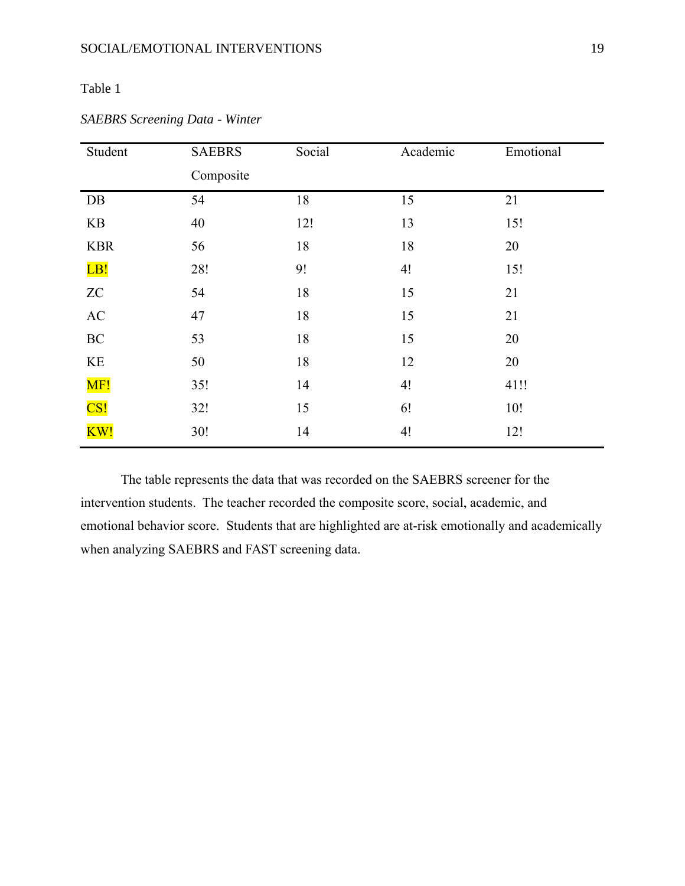Table 1

*SAEBRS Screening Data - Winter*

| Student | SAEBRS Composite | Social | Academic | Emotional |
|---|---|---|---|---|
| DB | 54 | 18 | 15 | 21 |
| KB | 40 | 12! | 13 | 15! |
| KBR | 56 | 18 | 18 | 20 |
| LB! | 28! | 9! | 4! | 15! |
| ZC | 54 | 18 | 15 | 21 |
| AC | 47 | 18 | 15 | 21 |
| BC | 53 | 18 | 15 | 20 |
| KE | 50 | 18 | 12 | 20 |
| MF! | 35! | 14 | 4! | 41!! |
| CS! | 32! | 15 | 6! | 10! |
| KW! | 30! | 14 | 4! | 12! |

The table represents the data that was recorded on the SAEBRS screener for the intervention students. The teacher recorded the composite score, social, academic, and emotional behavior score. Students that are highlighted are at-risk emotionally and academically when analyzing SAEBRS and FAST screening data.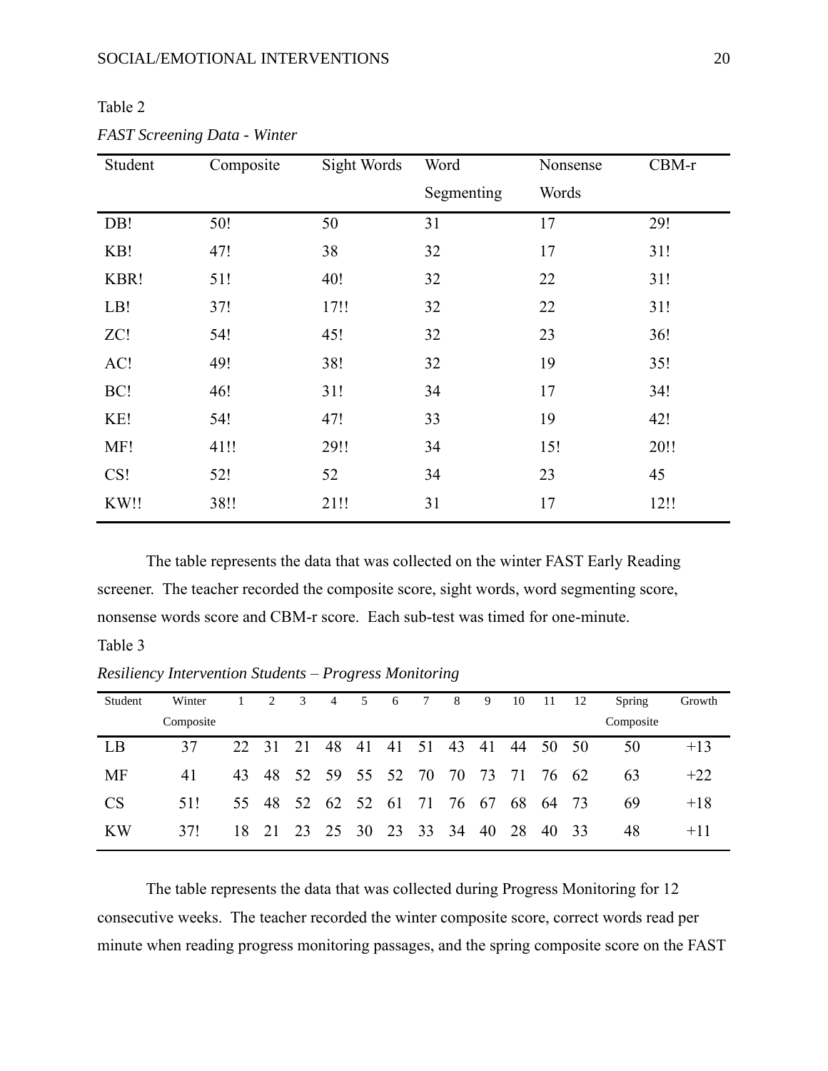Table 2

*FAST Screening Data - Winter*

| Student | Composite | Sight Words | Word Segmenting | Nonsense Words | CBM-r |
|---|---|---|---|---|---|
| DB! | 50! | 50 | 31 | 17 | 29! |
| KB! | 47! | 38 | 32 | 17 | 31! |
| KBR! | 51! | 40! | 32 | 22 | 31! |
| LB! | 37! | 17!! | 32 | 22 | 31! |
| ZC! | 54! | 45! | 32 | 23 | 36! |
| AC! | 49! | 38! | 32 | 19 | 35! |
| BC! | 46! | 31! | 34 | 17 | 34! |
| KE! | 54! | 47! | 33 | 19 | 42! |
| MF! | 41!! | 29!! | 34 | 15! | 20!! |
| CS! | 52! | 52 | 34 | 23 | 45 |
| KW!! | 38!! | 21!! | 31 | 17 | 12!! |

The table represents the data that was collected on the winter FAST Early Reading screener. The teacher recorded the composite score, sight words, word segmenting score, nonsense words score and CBM-r score. Each sub-test was timed for one-minute.

Table 3

*Resiliency Intervention Students – Progress Monitoring*

| Student | Winter Composite | 1 | 2 | 3 | 4 | 5 | 6 | 7 | 8 | 9 | 10 | 11 | 12 | Spring Composite | Growth |
|---|---|---|---|---|---|---|---|---|---|---|---|---|---|---|---|
| LB | 37 | 22 | 31 | 21 | 48 | 41 | 41 | 51 | 43 | 41 | 44 | 50 | 50 | 50 | +13 |
| MF | 41 | 43 | 48 | 52 | 59 | 55 | 52 | 70 | 70 | 73 | 71 | 76 | 62 | 63 | +22 |
| CS | 51! | 55 | 48 | 52 | 62 | 52 | 61 | 71 | 76 | 67 | 68 | 64 | 73 | 69 | +18 |
| KW | 37! | 18 | 21 | 23 | 25 | 30 | 23 | 33 | 34 | 40 | 28 | 40 | 33 | 48 | +11 |

The table represents the data that was collected during Progress Monitoring for 12 consecutive weeks. The teacher recorded the winter composite score, correct words read per minute when reading progress monitoring passages, and the spring composite score on the FAST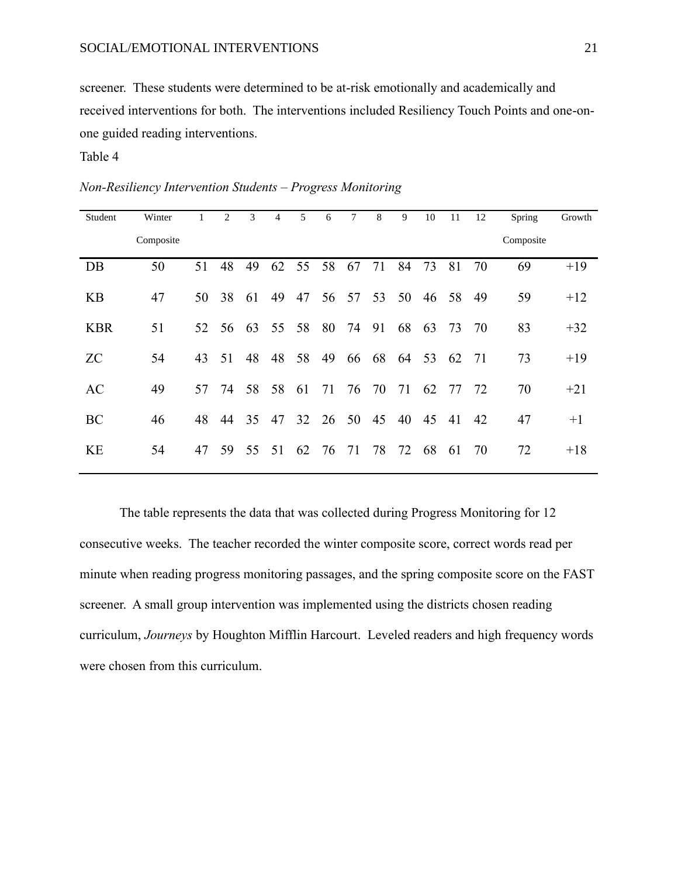screener. These students were determined to be at-risk emotionally and academically and received interventions for both. The interventions included Resiliency Touch Points and one-on-one guided reading interventions.

Table 4

*Non-Resiliency Intervention Students – Progress Monitoring*

| Student | Winter Composite | 1 | 2 | 3 | 4 | 5 | 6 | 7 | 8 | 9 | 10 | 11 | 12 | Spring Composite | Growth |
|---|---|---|---|---|---|---|---|---|---|---|---|---|---|---|---|
| DB | 50 | 51 | 48 | 49 | 62 | 55 | 58 | 67 | 71 | 84 | 73 | 81 | 70 | 69 | +19 |
| KB | 47 | 50 | 38 | 61 | 49 | 47 | 56 | 57 | 53 | 50 | 46 | 58 | 49 | 59 | +12 |
| KBR | 51 | 52 | 56 | 63 | 55 | 58 | 80 | 74 | 91 | 68 | 63 | 73 | 70 | 83 | +32 |
| ZC | 54 | 43 | 51 | 48 | 48 | 58 | 49 | 66 | 68 | 64 | 53 | 62 | 71 | 73 | +19 |
| AC | 49 | 57 | 74 | 58 | 58 | 61 | 71 | 76 | 70 | 71 | 62 | 77 | 72 | 70 | +21 |
| BC | 46 | 48 | 44 | 35 | 47 | 32 | 26 | 50 | 45 | 40 | 45 | 41 | 42 | 47 | +1 |
| KE | 54 | 47 | 59 | 55 | 51 | 62 | 76 | 71 | 78 | 72 | 68 | 61 | 70 | 72 | +18 |

The table represents the data that was collected during Progress Monitoring for 12 consecutive weeks. The teacher recorded the winter composite score, correct words read per minute when reading progress monitoring passages, and the spring composite score on the FAST screener. A small group intervention was implemented using the districts chosen reading curriculum, *Journeys* by Houghton Mifflin Harcourt. Leveled readers and high frequency words were chosen from this curriculum.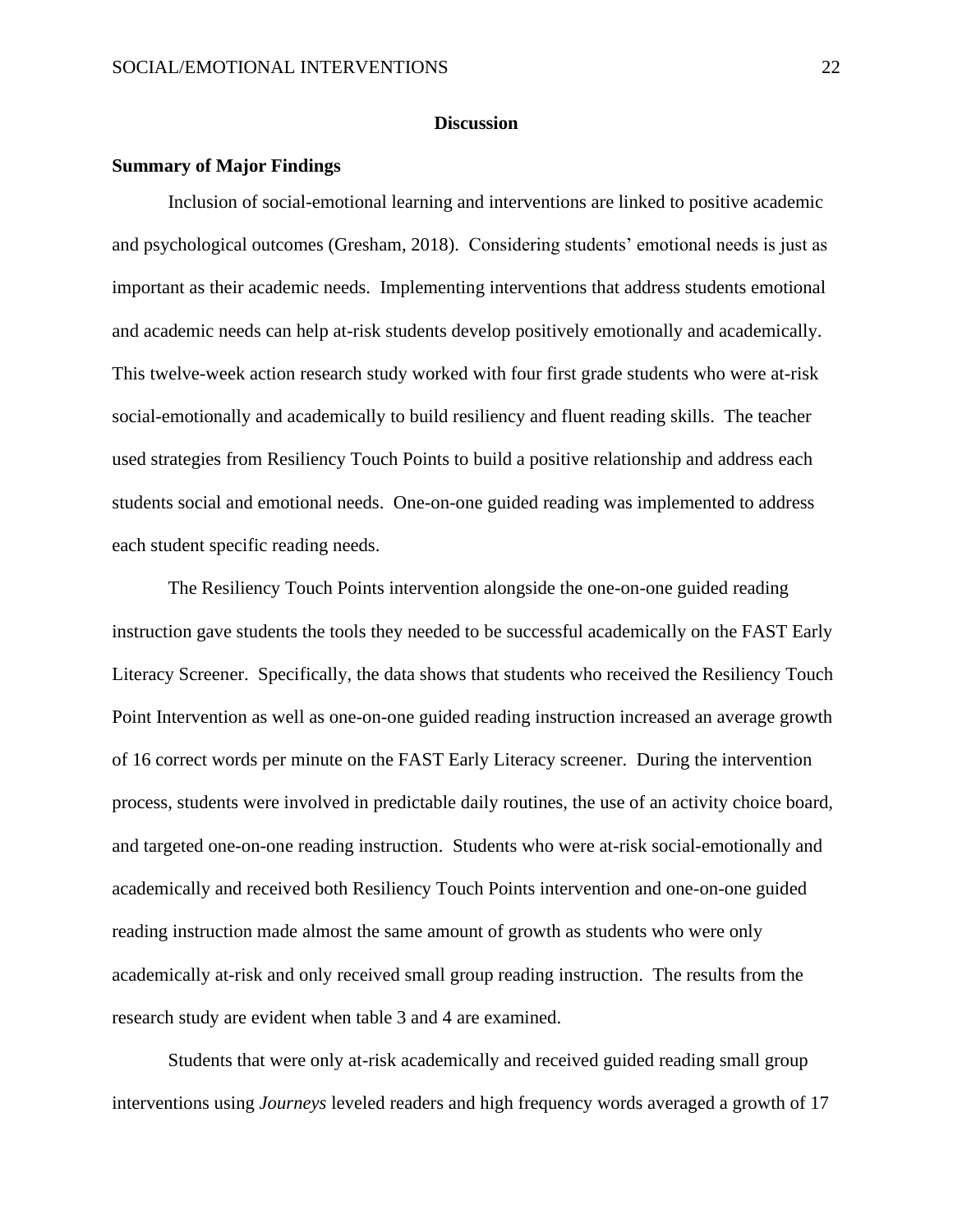## Discussion

### Summary of Major Findings

Inclusion of social-emotional learning and interventions are linked to positive academic and psychological outcomes (Gresham, 2018). Considering students' emotional needs is just as important as their academic needs. Implementing interventions that address students emotional and academic needs can help at-risk students develop positively emotionally and academically. This twelve-week action research study worked with four first grade students who were at-risk social-emotionally and academically to build resiliency and fluent reading skills. The teacher used strategies from Resiliency Touch Points to build a positive relationship and address each students social and emotional needs. One-on-one guided reading was implemented to address each student specific reading needs.

The Resiliency Touch Points intervention alongside the one-on-one guided reading instruction gave students the tools they needed to be successful academically on the FAST Early Literacy Screener. Specifically, the data shows that students who received the Resiliency Touch Point Intervention as well as one-on-one guided reading instruction increased an average growth of 16 correct words per minute on the FAST Early Literacy screener. During the intervention process, students were involved in predictable daily routines, the use of an activity choice board, and targeted one-on-one reading instruction. Students who were at-risk social-emotionally and academically and received both Resiliency Touch Points intervention and one-on-one guided reading instruction made almost the same amount of growth as students who were only academically at-risk and only received small group reading instruction. The results from the research study are evident when table 3 and 4 are examined.

Students that were only at-risk academically and received guided reading small group interventions using *Journeys* leveled readers and high frequency words averaged a growth of 17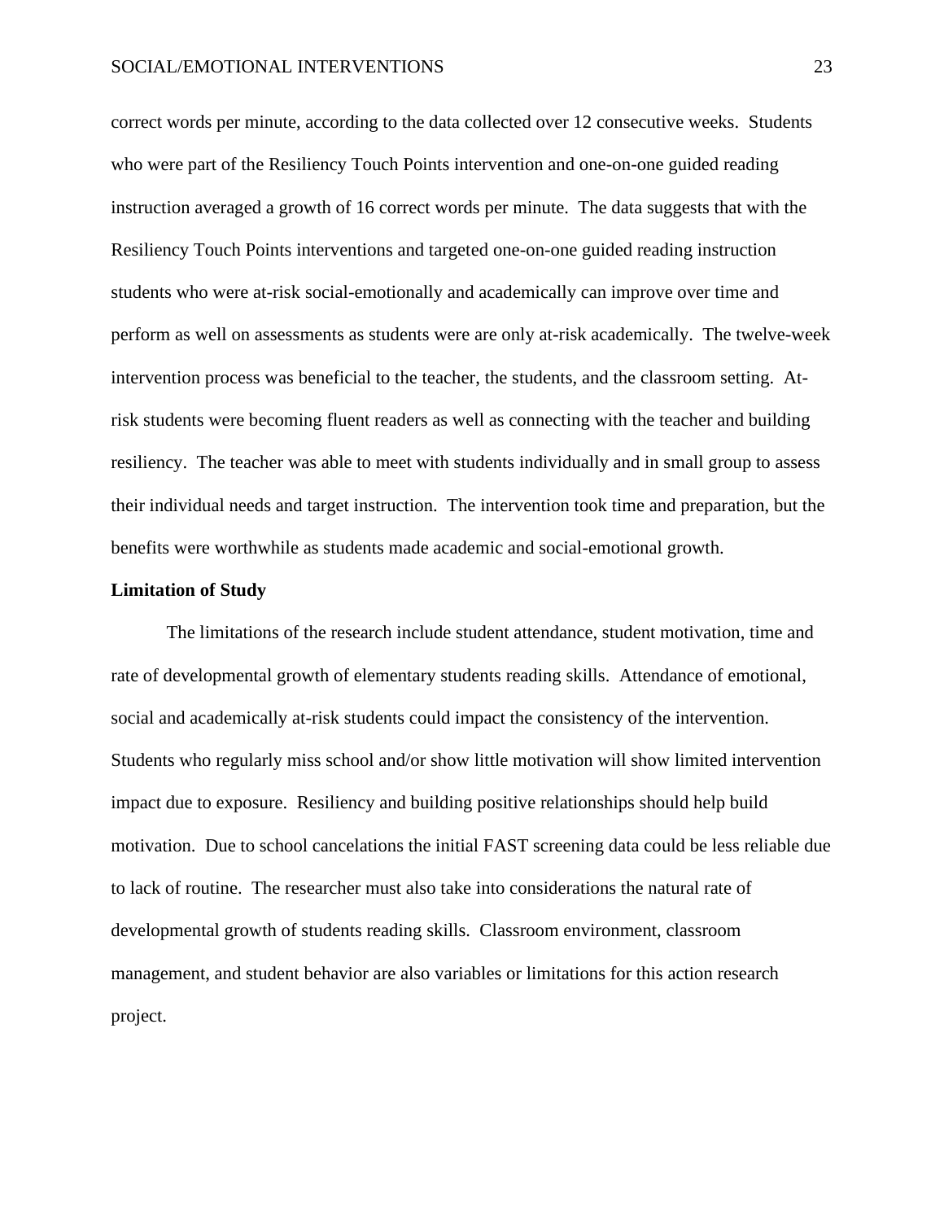correct words per minute, according to the data collected over 12 consecutive weeks. Students who were part of the Resiliency Touch Points intervention and one-on-one guided reading instruction averaged a growth of 16 correct words per minute. The data suggests that with the Resiliency Touch Points interventions and targeted one-on-one guided reading instruction students who were at-risk social-emotionally and academically can improve over time and perform as well on assessments as students were are only at-risk academically. The twelve-week intervention process was beneficial to the teacher, the students, and the classroom setting. At-risk students were becoming fluent readers as well as connecting with the teacher and building resiliency. The teacher was able to meet with students individually and in small group to assess their individual needs and target instruction. The intervention took time and preparation, but the benefits were worthwhile as students made academic and social-emotional growth.

**Limitation of Study**

The limitations of the research include student attendance, student motivation, time and rate of developmental growth of elementary students reading skills. Attendance of emotional, social and academically at-risk students could impact the consistency of the intervention. Students who regularly miss school and/or show little motivation will show limited intervention impact due to exposure. Resiliency and building positive relationships should help build motivation. Due to school cancelations the initial FAST screening data could be less reliable due to lack of routine. The researcher must also take into considerations the natural rate of developmental growth of students reading skills. Classroom environment, classroom management, and student behavior are also variables or limitations for this action research project.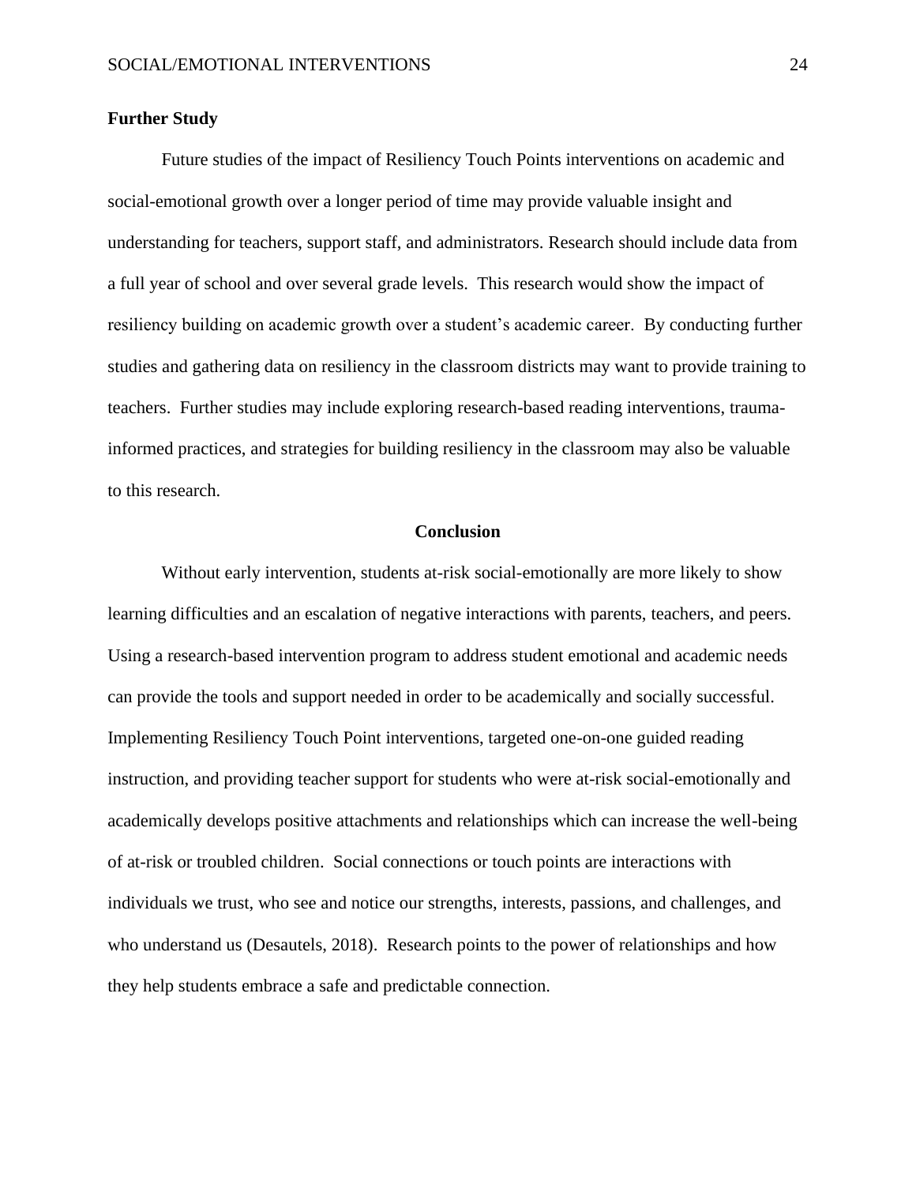**Further Study**

Future studies of the impact of Resiliency Touch Points interventions on academic and social-emotional growth over a longer period of time may provide valuable insight and understanding for teachers, support staff, and administrators. Research should include data from a full year of school and over several grade levels. This research would show the impact of resiliency building on academic growth over a student's academic career. By conducting further studies and gathering data on resiliency in the classroom districts may want to provide training to teachers. Further studies may include exploring research-based reading interventions, trauma-informed practices, and strategies for building resiliency in the classroom may also be valuable to this research.

## Conclusion

Without early intervention, students at-risk social-emotionally are more likely to show learning difficulties and an escalation of negative interactions with parents, teachers, and peers. Using a research-based intervention program to address student emotional and academic needs can provide the tools and support needed in order to be academically and socially successful. Implementing Resiliency Touch Point interventions, targeted one-on-one guided reading instruction, and providing teacher support for students who were at-risk social-emotionally and academically develops positive attachments and relationships which can increase the well-being of at-risk or troubled children. Social connections or touch points are interactions with individuals we trust, who see and notice our strengths, interests, passions, and challenges, and who understand us (Desautels, 2018). Research points to the power of relationships and how they help students embrace a safe and predictable connection.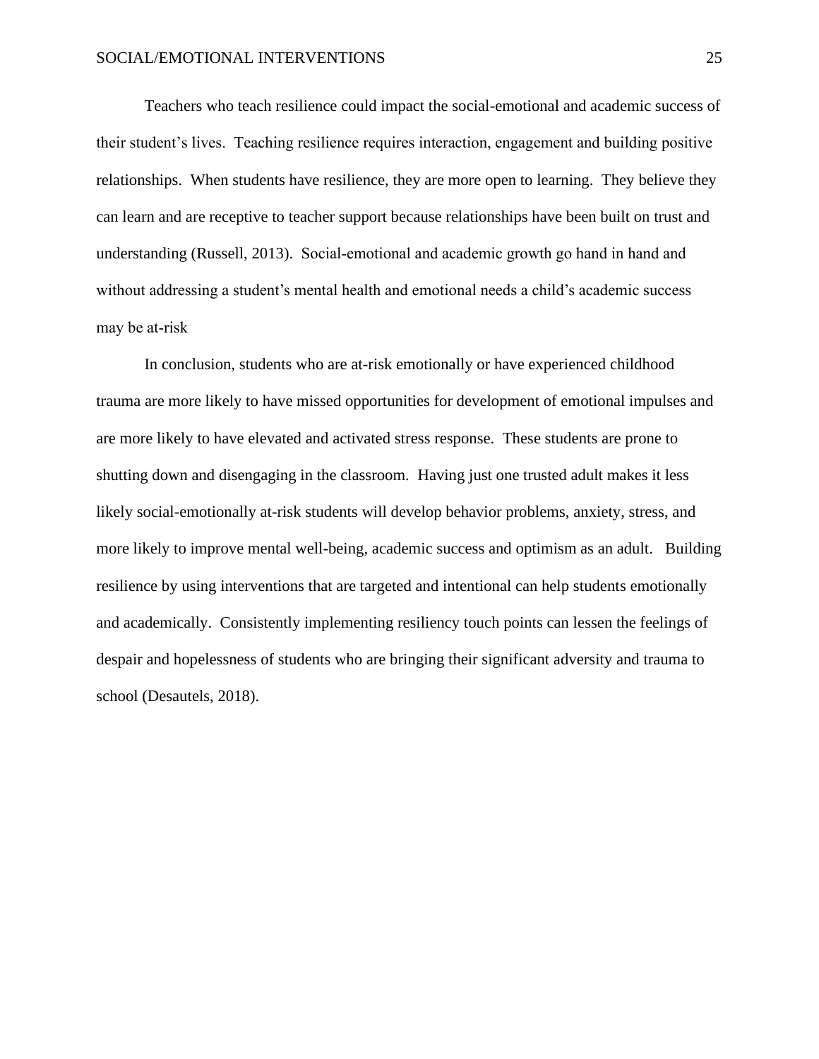Teachers who teach resilience could impact the social-emotional and academic success of their student's lives. Teaching resilience requires interaction, engagement and building positive relationships. When students have resilience, they are more open to learning. They believe they can learn and are receptive to teacher support because relationships have been built on trust and understanding (Russell, 2013). Social-emotional and academic growth go hand in hand and without addressing a student's mental health and emotional needs a child's academic success may be at-risk

In conclusion, students who are at-risk emotionally or have experienced childhood trauma are more likely to have missed opportunities for development of emotional impulses and are more likely to have elevated and activated stress response. These students are prone to shutting down and disengaging in the classroom. Having just one trusted adult makes it less likely social-emotionally at-risk students will develop behavior problems, anxiety, stress, and more likely to improve mental well-being, academic success and optimism as an adult. Building resilience by using interventions that are targeted and intentional can help students emotionally and academically. Consistently implementing resiliency touch points can lessen the feelings of despair and hopelessness of students who are bringing their significant adversity and trauma to school (Desautels, 2018).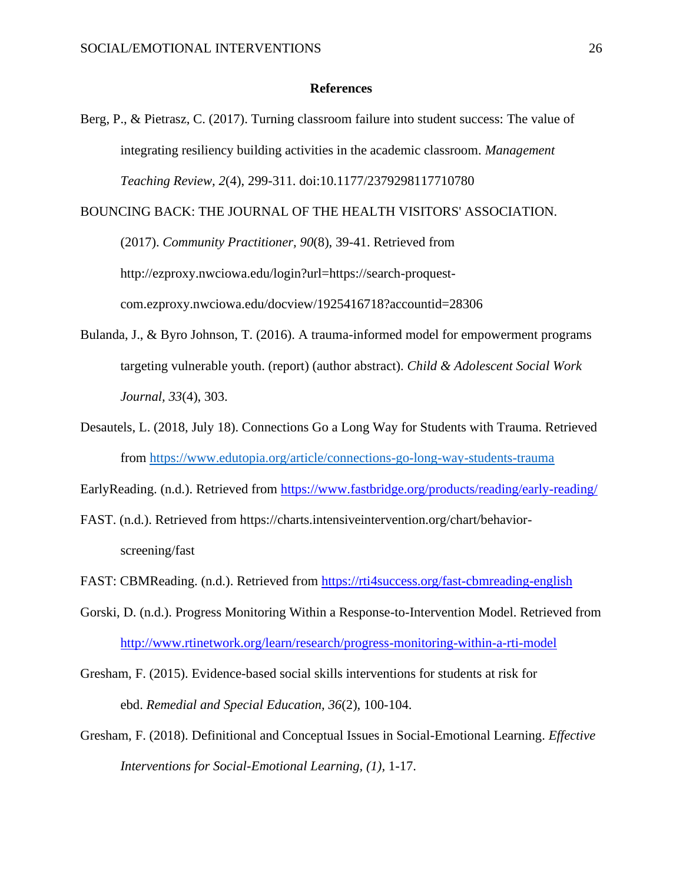# References

Berg, P., & Pietrasz, C. (2017). Turning classroom failure into student success: The value of integrating resiliency building activities in the academic classroom. *Management Teaching Review, 2*(4), 299-311. doi:10.1177/2379298117710780

BOUNCING BACK: THE JOURNAL OF THE HEALTH VISITORS' ASSOCIATION. (2017). *Community Practitioner, 90*(8), 39-41. Retrieved from http://ezproxy.nwciowa.edu/login?url=https://search-proquest-com.ezproxy.nwciowa.edu/docview/1925416718?accountid=28306

Bulanda, J., & Byro Johnson, T. (2016). A trauma-informed model for empowerment programs targeting vulnerable youth. (report) (author abstract). *Child & Adolescent Social Work Journal, 33*(4), 303.

Desautels, L. (2018, July 18). Connections Go a Long Way for Students with Trauma. Retrieved from https://www.edutopia.org/article/connections-go-long-way-students-trauma

EarlyReading. (n.d.). Retrieved from https://www.fastbridge.org/products/reading/early-reading/

FAST. (n.d.). Retrieved from https://charts.intensiveintervention.org/chart/behavior-screening/fast

FAST: CBMReading. (n.d.). Retrieved from https://rti4success.org/fast-cbmreading-english

Gorski, D. (n.d.). Progress Monitoring Within a Response-to-Intervention Model. Retrieved from http://www.rtinetwork.org/learn/research/progress-monitoring-within-a-rti-model

Gresham, F. (2015). Evidence-based social skills interventions for students at risk for ebd. *Remedial and Special Education*, *36*(2), 100-104.

Gresham, F. (2018). Definitional and Conceptual Issues in Social-Emotional Learning. *Effective Interventions for Social-Emotional Learning, (1),* 1-17.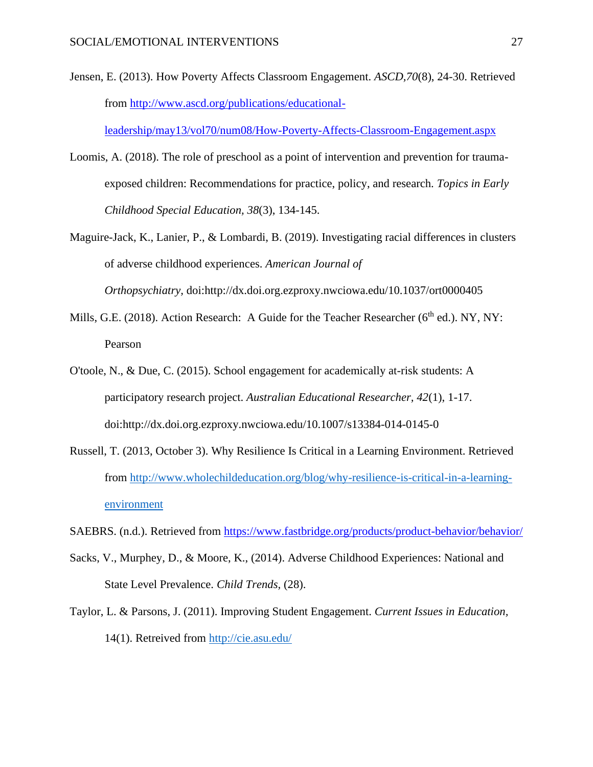Jensen, E. (2013). How Poverty Affects Classroom Engagement. *ASCD,70*(8), 24-30. Retrieved from http://www.ascd.org/publications/educational-leadership/may13/vol70/num08/How-Poverty-Affects-Classroom-Engagement.aspx

Loomis, A. (2018). The role of preschool as a point of intervention and prevention for trauma-exposed children: Recommendations for practice, policy, and research. *Topics in Early Childhood Special Education, 38*(3), 134-145.

Maguire-Jack, K., Lanier, P., & Lombardi, B. (2019). Investigating racial differences in clusters of adverse childhood experiences. *American Journal of Orthopsychiatry,* doi:http://dx.doi.org.ezproxy.nwciowa.edu/10.1037/ort0000405

Mills, G.E. (2018). Action Research: A Guide for the Teacher Researcher (6th ed.). NY, NY: Pearson

O'toole, N., & Due, C. (2015). School engagement for academically at-risk students: A participatory research project. *Australian Educational Researcher, 42*(1), 1-17. doi:http://dx.doi.org.ezproxy.nwciowa.edu/10.1007/s13384-014-0145-0

Russell, T. (2013, October 3). Why Resilience Is Critical in a Learning Environment. Retrieved from http://www.wholechildeducation.org/blog/why-resilience-is-critical-in-a-learning-environment

SAEBRS. (n.d.). Retrieved from https://www.fastbridge.org/products/product-behavior/behavior/

Sacks, V., Murphey, D., & Moore, K., (2014). Adverse Childhood Experiences: National and State Level Prevalence. *Child Trends*, (28).

Taylor, L. & Parsons, J. (2011). Improving Student Engagement. *Current Issues in Education*, 14(1). Retreived from http://cie.asu.edu/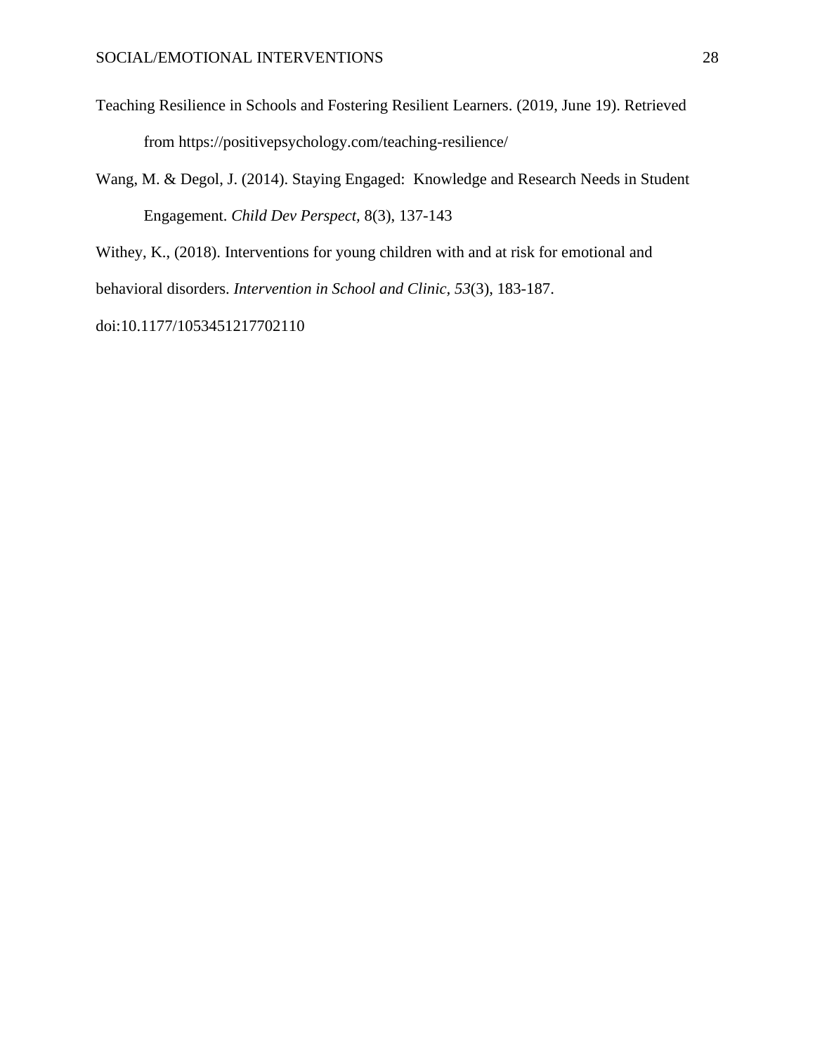Teaching Resilience in Schools and Fostering Resilient Learners. (2019, June 19). Retrieved from https://positivepsychology.com/teaching-resilience/

Wang, M. & Degol, J. (2014). Staying Engaged: Knowledge and Research Needs in Student Engagement. *Child Dev Perspect,* 8(3), 137-143

Withey, K., (2018). Interventions for young children with and at risk for emotional and behavioral disorders. *Intervention in School and Clinic, 53*(3), 183-187. doi:10.1177/1053451217702110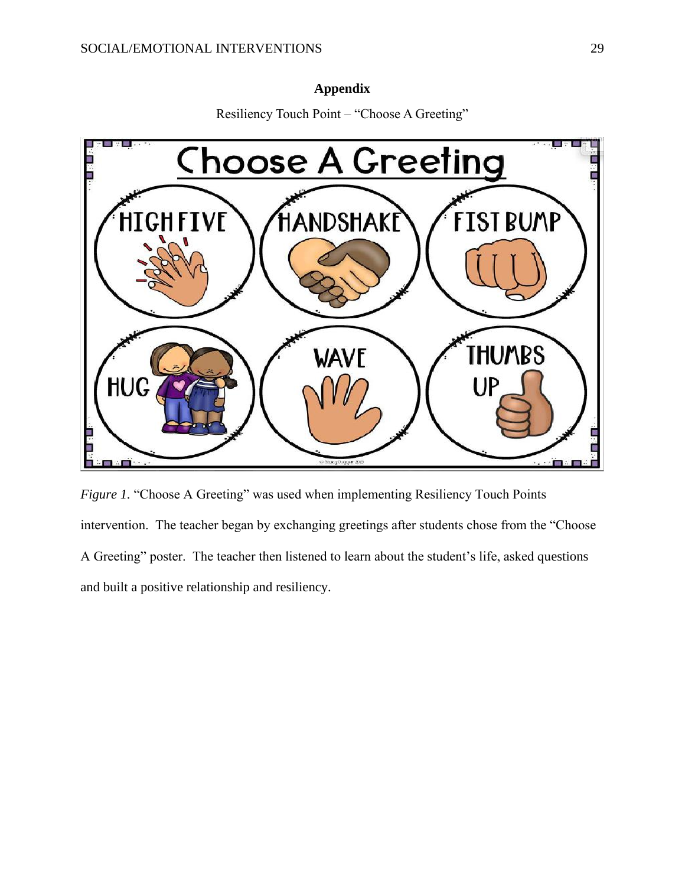**Appendix**

Resiliency Touch Point – "Choose A Greeting"

Choose A Greeting

HIGH FIVE

HANDSHAKE

FIST BUMP

HUG

WAVE

THUMBS UP

*Figure 1.* "Choose A Greeting" was used when implementing Resiliency Touch Points intervention. The teacher began by exchanging greetings after students chose from the "Choose A Greeting" poster. The teacher then listened to learn about the student's life, asked questions and built a positive relationship and resiliency.